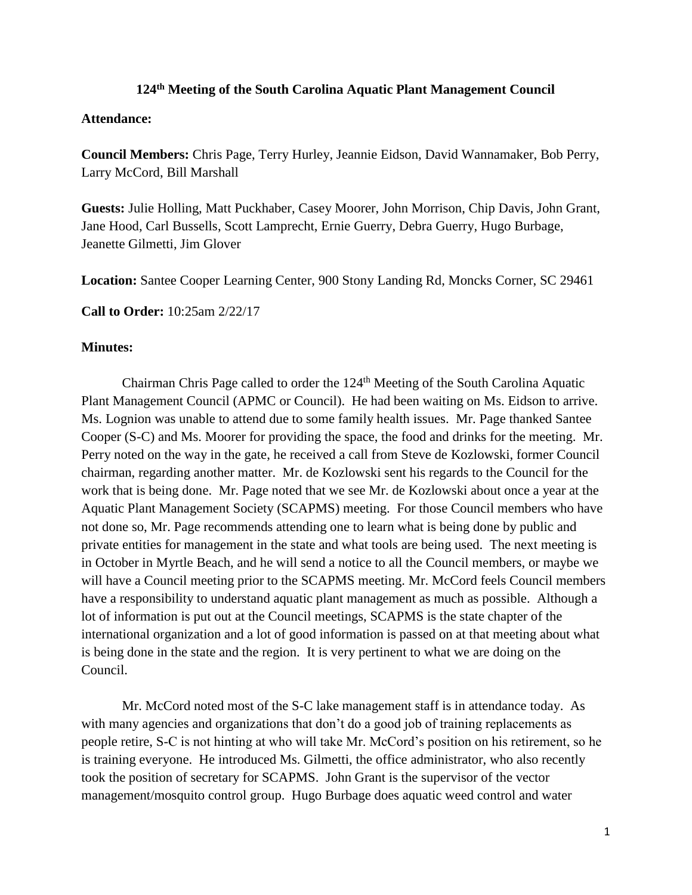# 124th Meeting of the South Carolina Aquatic Plant Management Council

**Attendance:**

**Council Members:** Chris Page, Terry Hurley, Jeannie Eidson, David Wannamaker, Bob Perry, Larry McCord, Bill Marshall

**Guests:** Julie Holling, Matt Puckhaber, Casey Moorer, John Morrison, Chip Davis, John Grant, Jane Hood, Carl Bussells, Scott Lamprecht, Ernie Guerry, Debra Guerry, Hugo Burbage, Jeanette Gilmetti, Jim Glover

**Location:** Santee Cooper Learning Center, 900 Stony Landing Rd, Moncks Corner, SC 29461

**Call to Order:** 10:25am 2/22/17

**Minutes:**

Chairman Chris Page called to order the 124th Meeting of the South Carolina Aquatic Plant Management Council (APMC or Council). He had been waiting on Ms. Eidson to arrive. Ms. Lognion was unable to attend due to some family health issues. Mr. Page thanked Santee Cooper (S-C) and Ms. Moorer for providing the space, the food and drinks for the meeting. Mr. Perry noted on the way in the gate, he received a call from Steve de Kozlowski, former Council chairman, regarding another matter. Mr. de Kozlowski sent his regards to the Council for the work that is being done. Mr. Page noted that we see Mr. de Kozlowski about once a year at the Aquatic Plant Management Society (SCAPMS) meeting. For those Council members who have not done so, Mr. Page recommends attending one to learn what is being done by public and private entities for management in the state and what tools are being used. The next meeting is in October in Myrtle Beach, and he will send a notice to all the Council members, or maybe we will have a Council meeting prior to the SCAPMS meeting. Mr. McCord feels Council members have a responsibility to understand aquatic plant management as much as possible. Although a lot of information is put out at the Council meetings, SCAPMS is the state chapter of the international organization and a lot of good information is passed on at that meeting about what is being done in the state and the region. It is very pertinent to what we are doing on the Council.

Mr. McCord noted most of the S-C lake management staff is in attendance today. As with many agencies and organizations that don't do a good job of training replacements as people retire, S-C is not hinting at who will take Mr. McCord's position on his retirement, so he is training everyone. He introduced Ms. Gilmetti, the office administrator, who also recently took the position of secretary for SCAPMS. John Grant is the supervisor of the vector management/mosquito control group. Hugo Burbage does aquatic weed control and water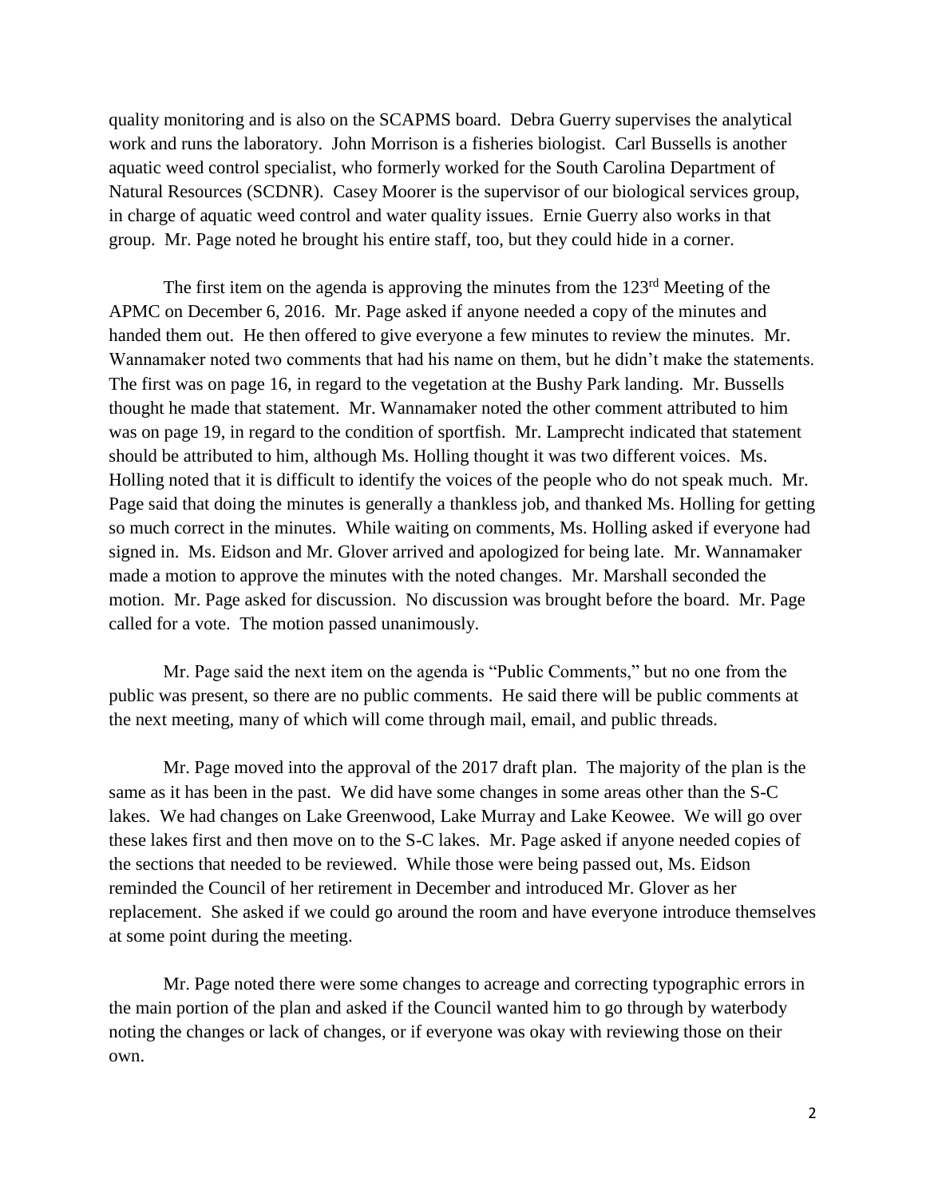quality monitoring and is also on the SCAPMS board. Debra Guerry supervises the analytical work and runs the laboratory. John Morrison is a fisheries biologist. Carl Bussells is another aquatic weed control specialist, who formerly worked for the South Carolina Department of Natural Resources (SCDNR). Casey Moorer is the supervisor of our biological services group, in charge of aquatic weed control and water quality issues. Ernie Guerry also works in that group. Mr. Page noted he brought his entire staff, too, but they could hide in a corner.

The first item on the agenda is approving the minutes from the 123rd Meeting of the APMC on December 6, 2016. Mr. Page asked if anyone needed a copy of the minutes and handed them out. He then offered to give everyone a few minutes to review the minutes. Mr. Wannamaker noted two comments that had his name on them, but he didn't make the statements. The first was on page 16, in regard to the vegetation at the Bushy Park landing. Mr. Bussells thought he made that statement. Mr. Wannamaker noted the other comment attributed to him was on page 19, in regard to the condition of sportfish. Mr. Lamprecht indicated that statement should be attributed to him, although Ms. Holling thought it was two different voices. Ms. Holling noted that it is difficult to identify the voices of the people who do not speak much. Mr. Page said that doing the minutes is generally a thankless job, and thanked Ms. Holling for getting so much correct in the minutes. While waiting on comments, Ms. Holling asked if everyone had signed in. Ms. Eidson and Mr. Glover arrived and apologized for being late. Mr. Wannamaker made a motion to approve the minutes with the noted changes. Mr. Marshall seconded the motion. Mr. Page asked for discussion. No discussion was brought before the board. Mr. Page called for a vote. The motion passed unanimously.

Mr. Page said the next item on the agenda is "Public Comments," but no one from the public was present, so there are no public comments. He said there will be public comments at the next meeting, many of which will come through mail, email, and public threads.

Mr. Page moved into the approval of the 2017 draft plan. The majority of the plan is the same as it has been in the past. We did have some changes in some areas other than the S-C lakes. We had changes on Lake Greenwood, Lake Murray and Lake Keowee. We will go over these lakes first and then move on to the S-C lakes. Mr. Page asked if anyone needed copies of the sections that needed to be reviewed. While those were being passed out, Ms. Eidson reminded the Council of her retirement in December and introduced Mr. Glover as her replacement. She asked if we could go around the room and have everyone introduce themselves at some point during the meeting.

Mr. Page noted there were some changes to acreage and correcting typographic errors in the main portion of the plan and asked if the Council wanted him to go through by waterbody noting the changes or lack of changes, or if everyone was okay with reviewing those on their own.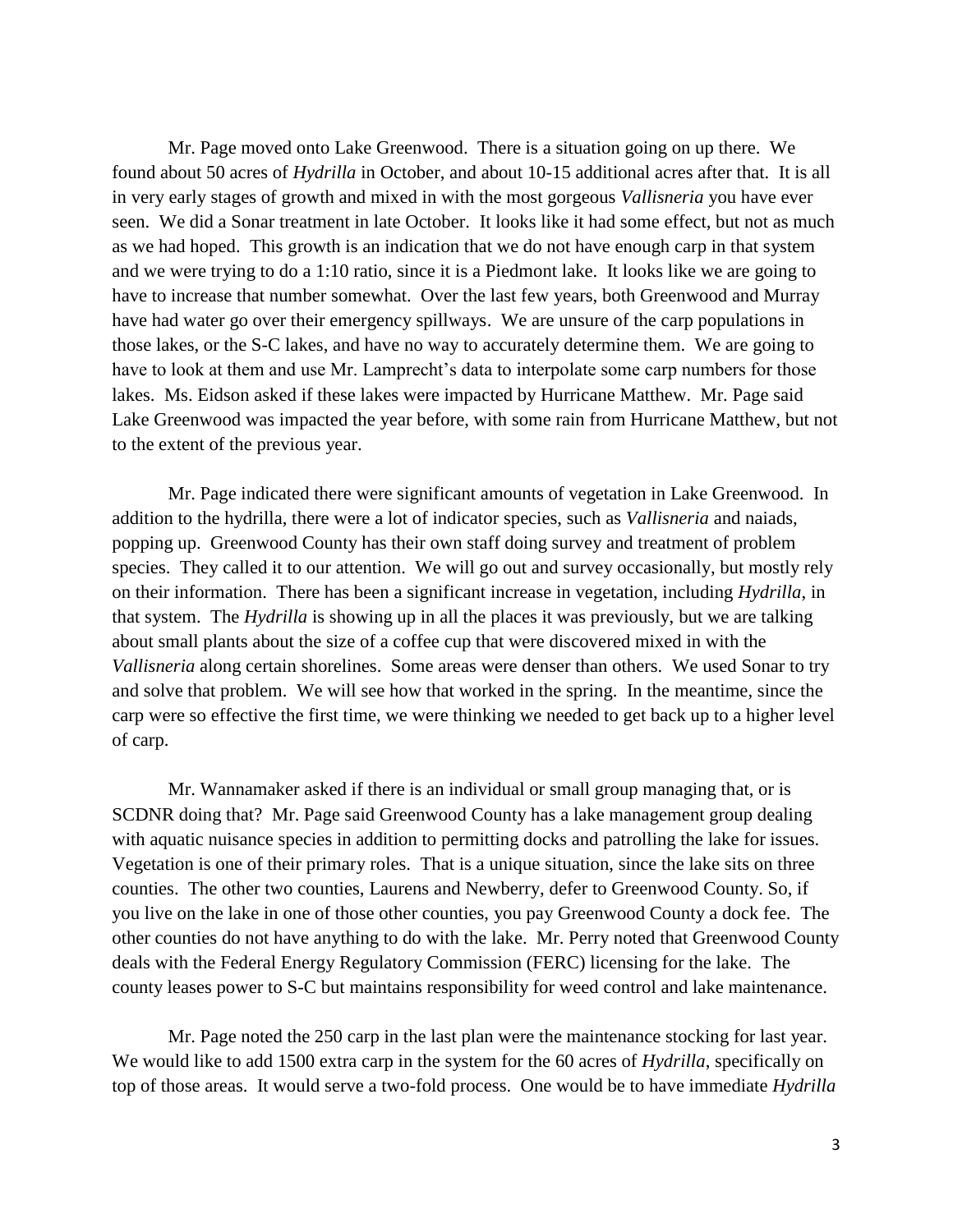Mr. Page moved onto Lake Greenwood. There is a situation going on up there. We found about 50 acres of *Hydrilla* in October, and about 10-15 additional acres after that. It is all in very early stages of growth and mixed in with the most gorgeous *Vallisneria* you have ever seen. We did a Sonar treatment in late October. It looks like it had some effect, but not as much as we had hoped. This growth is an indication that we do not have enough carp in that system and we were trying to do a 1:10 ratio, since it is a Piedmont lake. It looks like we are going to have to increase that number somewhat. Over the last few years, both Greenwood and Murray have had water go over their emergency spillways. We are unsure of the carp populations in those lakes, or the S-C lakes, and have no way to accurately determine them. We are going to have to look at them and use Mr. Lamprecht's data to interpolate some carp numbers for those lakes. Ms. Eidson asked if these lakes were impacted by Hurricane Matthew. Mr. Page said Lake Greenwood was impacted the year before, with some rain from Hurricane Matthew, but not to the extent of the previous year.

Mr. Page indicated there were significant amounts of vegetation in Lake Greenwood. In addition to the hydrilla, there were a lot of indicator species, such as *Vallisneria* and naiads, popping up. Greenwood County has their own staff doing survey and treatment of problem species. They called it to our attention. We will go out and survey occasionally, but mostly rely on their information. There has been a significant increase in vegetation, including *Hydrilla*, in that system. The *Hydrilla* is showing up in all the places it was previously, but we are talking about small plants about the size of a coffee cup that were discovered mixed in with the *Vallisneria* along certain shorelines. Some areas were denser than others. We used Sonar to try and solve that problem. We will see how that worked in the spring. In the meantime, since the carp were so effective the first time, we were thinking we needed to get back up to a higher level of carp.

Mr. Wannamaker asked if there is an individual or small group managing that, or is SCDNR doing that? Mr. Page said Greenwood County has a lake management group dealing with aquatic nuisance species in addition to permitting docks and patrolling the lake for issues. Vegetation is one of their primary roles. That is a unique situation, since the lake sits on three counties. The other two counties, Laurens and Newberry, defer to Greenwood County. So, if you live on the lake in one of those other counties, you pay Greenwood County a dock fee. The other counties do not have anything to do with the lake. Mr. Perry noted that Greenwood County deals with the Federal Energy Regulatory Commission (FERC) licensing for the lake. The county leases power to S-C but maintains responsibility for weed control and lake maintenance.

Mr. Page noted the 250 carp in the last plan were the maintenance stocking for last year. We would like to add 1500 extra carp in the system for the 60 acres of *Hydrilla*, specifically on top of those areas. It would serve a two-fold process. One would be to have immediate *Hydrilla*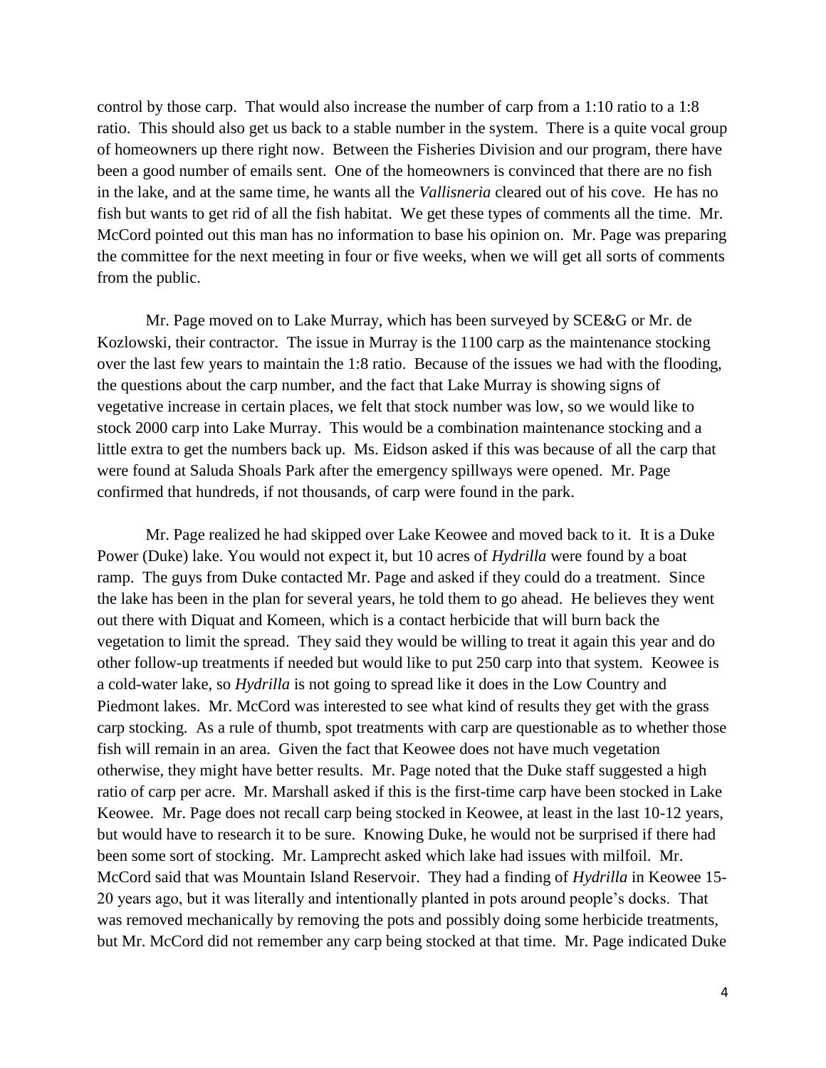control by those carp. That would also increase the number of carp from a 1:10 ratio to a 1:8 ratio. This should also get us back to a stable number in the system. There is a quite vocal group of homeowners up there right now. Between the Fisheries Division and our program, there have been a good number of emails sent. One of the homeowners is convinced that there are no fish in the lake, and at the same time, he wants all the *Vallisneria* cleared out of his cove. He has no fish but wants to get rid of all the fish habitat. We get these types of comments all the time. Mr. McCord pointed out this man has no information to base his opinion on. Mr. Page was preparing the committee for the next meeting in four or five weeks, when we will get all sorts of comments from the public.

Mr. Page moved on to Lake Murray, which has been surveyed by SCE&G or Mr. de Kozlowski, their contractor. The issue in Murray is the 1100 carp as the maintenance stocking over the last few years to maintain the 1:8 ratio. Because of the issues we had with the flooding, the questions about the carp number, and the fact that Lake Murray is showing signs of vegetative increase in certain places, we felt that stock number was low, so we would like to stock 2000 carp into Lake Murray. This would be a combination maintenance stocking and a little extra to get the numbers back up. Ms. Eidson asked if this was because of all the carp that were found at Saluda Shoals Park after the emergency spillways were opened. Mr. Page confirmed that hundreds, if not thousands, of carp were found in the park.

Mr. Page realized he had skipped over Lake Keowee and moved back to it. It is a Duke Power (Duke) lake. You would not expect it, but 10 acres of *Hydrilla* were found by a boat ramp. The guys from Duke contacted Mr. Page and asked if they could do a treatment. Since the lake has been in the plan for several years, he told them to go ahead. He believes they went out there with Diquat and Komeen, which is a contact herbicide that will burn back the vegetation to limit the spread. They said they would be willing to treat it again this year and do other follow-up treatments if needed but would like to put 250 carp into that system. Keowee is a cold-water lake, so *Hydrilla* is not going to spread like it does in the Low Country and Piedmont lakes. Mr. McCord was interested to see what kind of results they get with the grass carp stocking. As a rule of thumb, spot treatments with carp are questionable as to whether those fish will remain in an area. Given the fact that Keowee does not have much vegetation otherwise, they might have better results. Mr. Page noted that the Duke staff suggested a high ratio of carp per acre. Mr. Marshall asked if this is the first-time carp have been stocked in Lake Keowee. Mr. Page does not recall carp being stocked in Keowee, at least in the last 10-12 years, but would have to research it to be sure. Knowing Duke, he would not be surprised if there had been some sort of stocking. Mr. Lamprecht asked which lake had issues with milfoil. Mr. McCord said that was Mountain Island Reservoir. They had a finding of *Hydrilla* in Keowee 15-20 years ago, but it was literally and intentionally planted in pots around people's docks. That was removed mechanically by removing the pots and possibly doing some herbicide treatments, but Mr. McCord did not remember any carp being stocked at that time. Mr. Page indicated Duke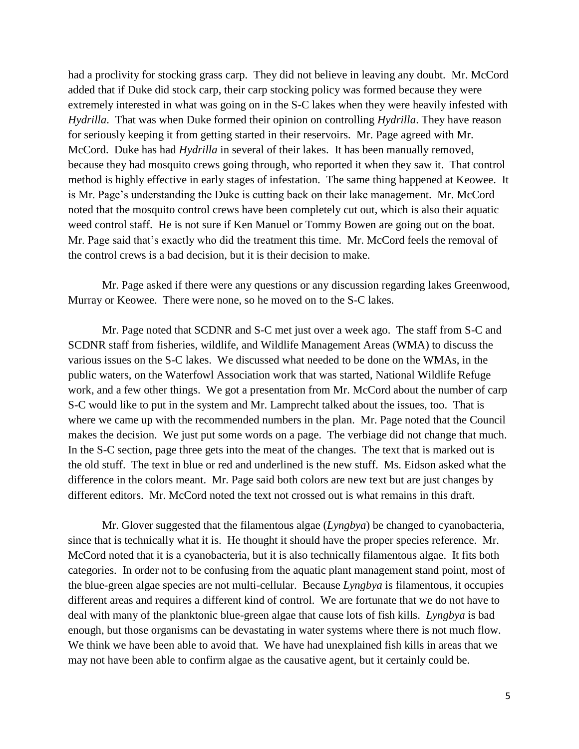had a proclivity for stocking grass carp. They did not believe in leaving any doubt. Mr. McCord added that if Duke did stock carp, their carp stocking policy was formed because they were extremely interested in what was going on in the S-C lakes when they were heavily infested with *Hydrilla*. That was when Duke formed their opinion on controlling *Hydrilla*. They have reason for seriously keeping it from getting started in their reservoirs. Mr. Page agreed with Mr. McCord. Duke has had *Hydrilla* in several of their lakes. It has been manually removed, because they had mosquito crews going through, who reported it when they saw it. That control method is highly effective in early stages of infestation. The same thing happened at Keowee. It is Mr. Page's understanding the Duke is cutting back on their lake management. Mr. McCord noted that the mosquito control crews have been completely cut out, which is also their aquatic weed control staff. He is not sure if Ken Manuel or Tommy Bowen are going out on the boat. Mr. Page said that's exactly who did the treatment this time. Mr. McCord feels the removal of the control crews is a bad decision, but it is their decision to make.

Mr. Page asked if there were any questions or any discussion regarding lakes Greenwood, Murray or Keowee. There were none, so he moved on to the S-C lakes.

Mr. Page noted that SCDNR and S-C met just over a week ago. The staff from S-C and SCDNR staff from fisheries, wildlife, and Wildlife Management Areas (WMA) to discuss the various issues on the S-C lakes. We discussed what needed to be done on the WMAs, in the public waters, on the Waterfowl Association work that was started, National Wildlife Refuge work, and a few other things. We got a presentation from Mr. McCord about the number of carp S-C would like to put in the system and Mr. Lamprecht talked about the issues, too. That is where we came up with the recommended numbers in the plan. Mr. Page noted that the Council makes the decision. We just put some words on a page. The verbiage did not change that much. In the S-C section, page three gets into the meat of the changes. The text that is marked out is the old stuff. The text in blue or red and underlined is the new stuff. Ms. Eidson asked what the difference in the colors meant. Mr. Page said both colors are new text but are just changes by different editors. Mr. McCord noted the text not crossed out is what remains in this draft.

Mr. Glover suggested that the filamentous algae (*Lyngbya*) be changed to cyanobacteria, since that is technically what it is. He thought it should have the proper species reference. Mr. McCord noted that it is a cyanobacteria, but it is also technically filamentous algae. It fits both categories. In order not to be confusing from the aquatic plant management stand point, most of the blue-green algae species are not multi-cellular. Because *Lyngbya* is filamentous, it occupies different areas and requires a different kind of control. We are fortunate that we do not have to deal with many of the planktonic blue-green algae that cause lots of fish kills. *Lyngbya* is bad enough, but those organisms can be devastating in water systems where there is not much flow. We think we have been able to avoid that. We have had unexplained fish kills in areas that we may not have been able to confirm algae as the causative agent, but it certainly could be.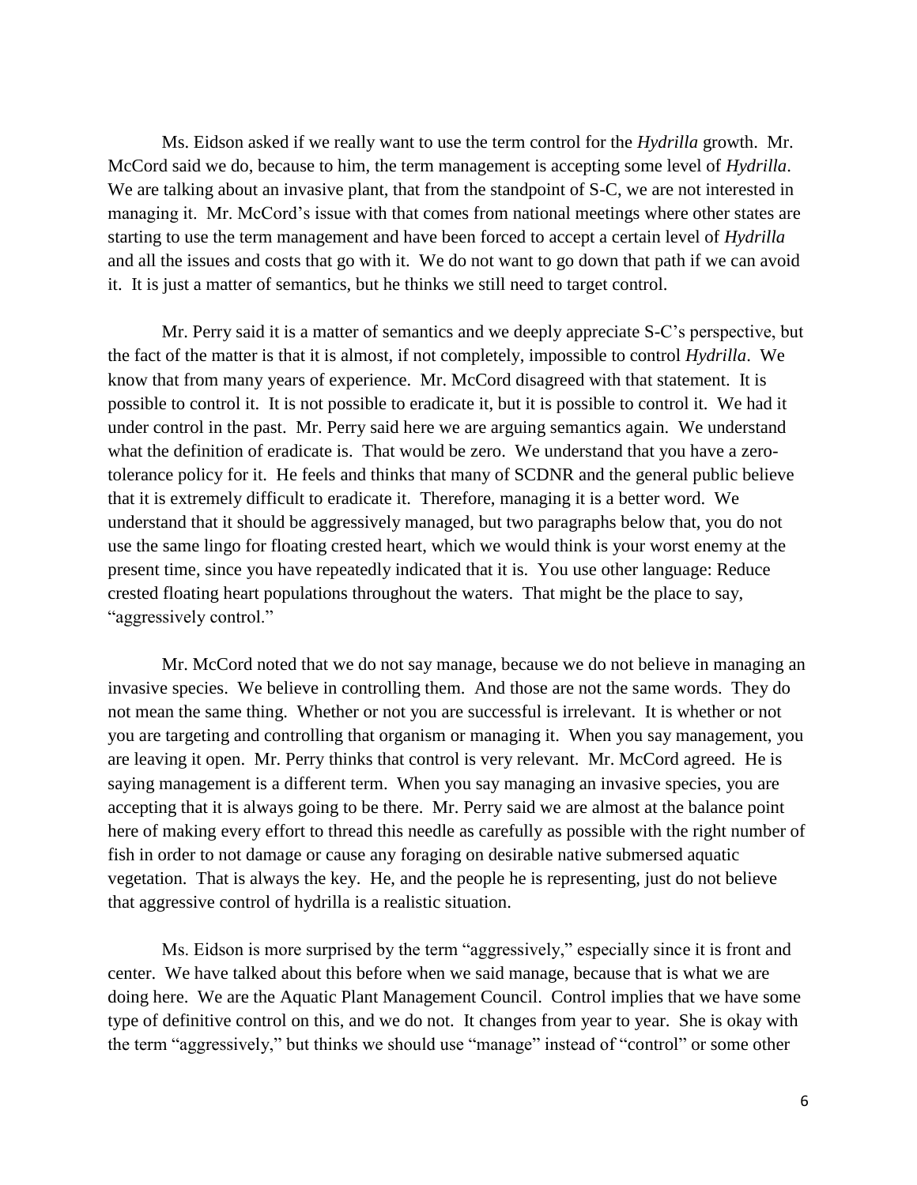Ms. Eidson asked if we really want to use the term control for the *Hydrilla* growth. Mr. McCord said we do, because to him, the term management is accepting some level of *Hydrilla*. We are talking about an invasive plant, that from the standpoint of S-C, we are not interested in managing it. Mr. McCord's issue with that comes from national meetings where other states are starting to use the term management and have been forced to accept a certain level of *Hydrilla* and all the issues and costs that go with it. We do not want to go down that path if we can avoid it. It is just a matter of semantics, but he thinks we still need to target control.

Mr. Perry said it is a matter of semantics and we deeply appreciate S-C's perspective, but the fact of the matter is that it is almost, if not completely, impossible to control *Hydrilla*. We know that from many years of experience. Mr. McCord disagreed with that statement. It is possible to control it. It is not possible to eradicate it, but it is possible to control it. We had it under control in the past. Mr. Perry said here we are arguing semantics again. We understand what the definition of eradicate is. That would be zero. We understand that you have a zero-tolerance policy for it. He feels and thinks that many of SCDNR and the general public believe that it is extremely difficult to eradicate it. Therefore, managing it is a better word. We understand that it should be aggressively managed, but two paragraphs below that, you do not use the same lingo for floating crested heart, which we would think is your worst enemy at the present time, since you have repeatedly indicated that it is. You use other language: Reduce crested floating heart populations throughout the waters. That might be the place to say, "aggressively control."

Mr. McCord noted that we do not say manage, because we do not believe in managing an invasive species. We believe in controlling them. And those are not the same words. They do not mean the same thing. Whether or not you are successful is irrelevant. It is whether or not you are targeting and controlling that organism or managing it. When you say management, you are leaving it open. Mr. Perry thinks that control is very relevant. Mr. McCord agreed. He is saying management is a different term. When you say managing an invasive species, you are accepting that it is always going to be there. Mr. Perry said we are almost at the balance point here of making every effort to thread this needle as carefully as possible with the right number of fish in order to not damage or cause any foraging on desirable native submersed aquatic vegetation. That is always the key. He, and the people he is representing, just do not believe that aggressive control of hydrilla is a realistic situation.

Ms. Eidson is more surprised by the term "aggressively," especially since it is front and center. We have talked about this before when we said manage, because that is what we are doing here. We are the Aquatic Plant Management Council. Control implies that we have some type of definitive control on this, and we do not. It changes from year to year. She is okay with the term "aggressively," but thinks we should use "manage" instead of "control" or some other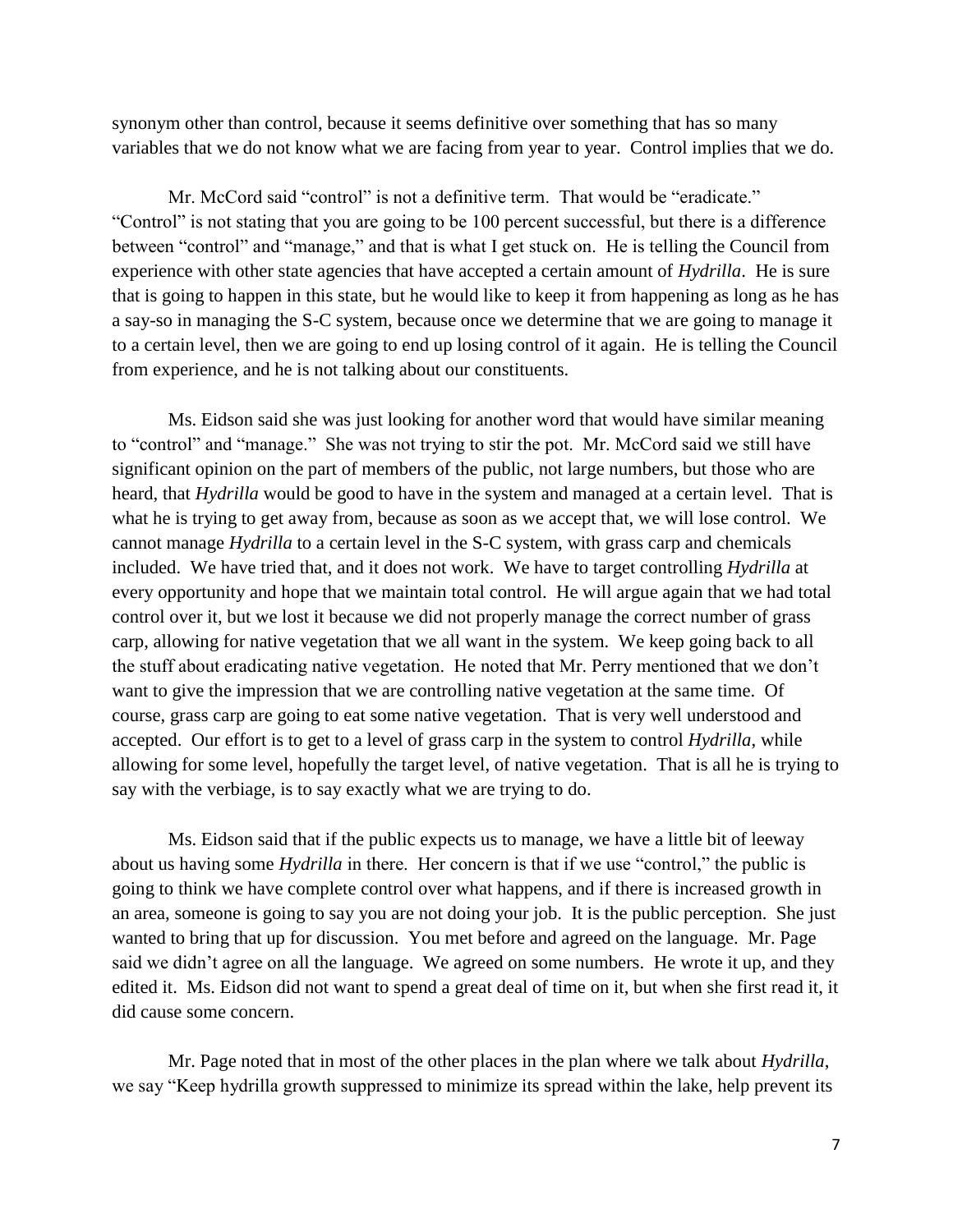synonym other than control, because it seems definitive over something that has so many variables that we do not know what we are facing from year to year. Control implies that we do.

Mr. McCord said "control" is not a definitive term. That would be "eradicate." "Control" is not stating that you are going to be 100 percent successful, but there is a difference between "control" and "manage," and that is what I get stuck on. He is telling the Council from experience with other state agencies that have accepted a certain amount of *Hydrilla*. He is sure that is going to happen in this state, but he would like to keep it from happening as long as he has a say-so in managing the S-C system, because once we determine that we are going to manage it to a certain level, then we are going to end up losing control of it again. He is telling the Council from experience, and he is not talking about our constituents.

Ms. Eidson said she was just looking for another word that would have similar meaning to "control" and "manage." She was not trying to stir the pot. Mr. McCord said we still have significant opinion on the part of members of the public, not large numbers, but those who are heard, that *Hydrilla* would be good to have in the system and managed at a certain level. That is what he is trying to get away from, because as soon as we accept that, we will lose control. We cannot manage *Hydrilla* to a certain level in the S-C system, with grass carp and chemicals included. We have tried that, and it does not work. We have to target controlling *Hydrilla* at every opportunity and hope that we maintain total control. He will argue again that we had total control over it, but we lost it because we did not properly manage the correct number of grass carp, allowing for native vegetation that we all want in the system. We keep going back to all the stuff about eradicating native vegetation. He noted that Mr. Perry mentioned that we don't want to give the impression that we are controlling native vegetation at the same time. Of course, grass carp are going to eat some native vegetation. That is very well understood and accepted. Our effort is to get to a level of grass carp in the system to control *Hydrilla*, while allowing for some level, hopefully the target level, of native vegetation. That is all he is trying to say with the verbiage, is to say exactly what we are trying to do.

Ms. Eidson said that if the public expects us to manage, we have a little bit of leeway about us having some *Hydrilla* in there. Her concern is that if we use "control," the public is going to think we have complete control over what happens, and if there is increased growth in an area, someone is going to say you are not doing your job. It is the public perception. She just wanted to bring that up for discussion. You met before and agreed on the language. Mr. Page said we didn't agree on all the language. We agreed on some numbers. He wrote it up, and they edited it. Ms. Eidson did not want to spend a great deal of time on it, but when she first read it, it did cause some concern.

Mr. Page noted that in most of the other places in the plan where we talk about *Hydrilla*, we say "Keep hydrilla growth suppressed to minimize its spread within the lake, help prevent its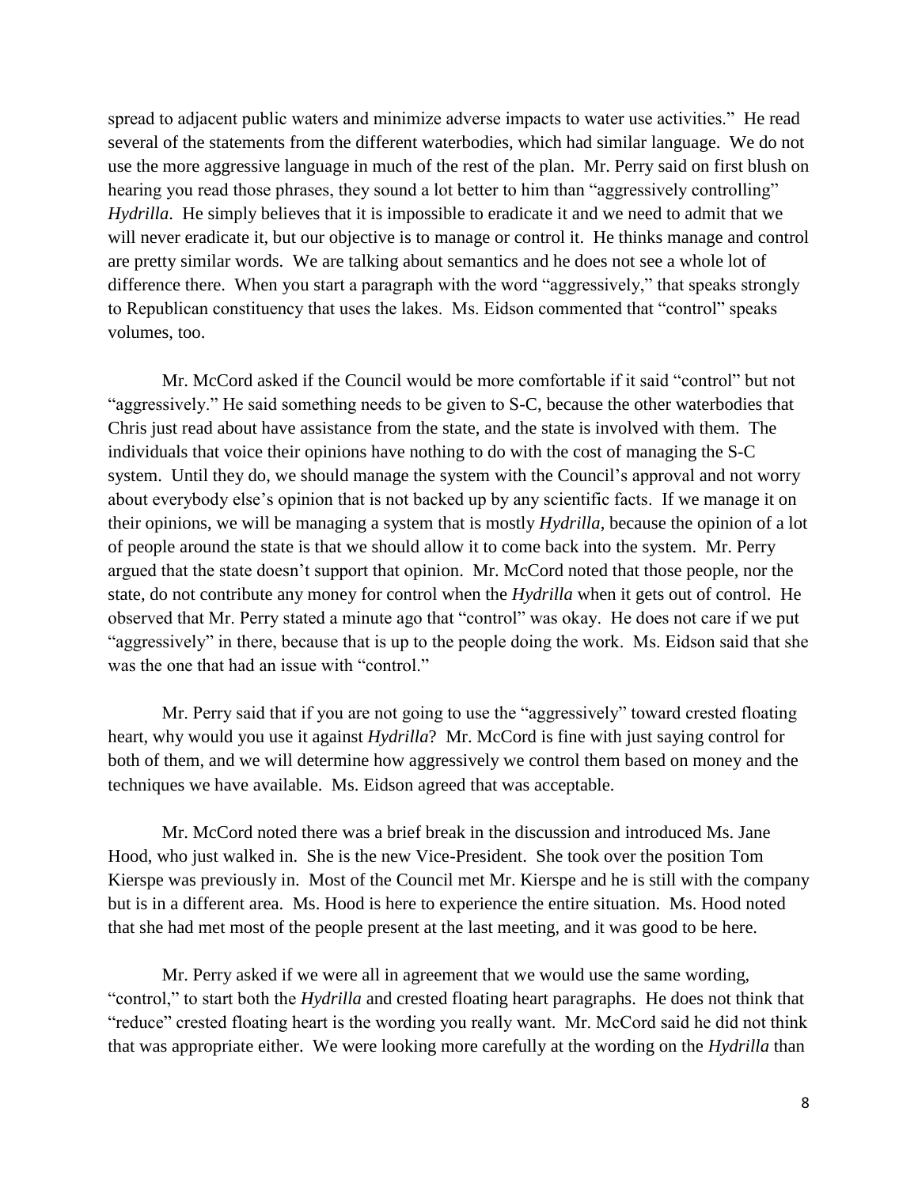spread to adjacent public waters and minimize adverse impacts to water use activities." He read several of the statements from the different waterbodies, which had similar language. We do not use the more aggressive language in much of the rest of the plan. Mr. Perry said on first blush on hearing you read those phrases, they sound a lot better to him than "aggressively controlling" *Hydrilla*. He simply believes that it is impossible to eradicate it and we need to admit that we will never eradicate it, but our objective is to manage or control it. He thinks manage and control are pretty similar words. We are talking about semantics and he does not see a whole lot of difference there. When you start a paragraph with the word "aggressively," that speaks strongly to Republican constituency that uses the lakes. Ms. Eidson commented that "control" speaks volumes, too.

Mr. McCord asked if the Council would be more comfortable if it said "control" but not "aggressively." He said something needs to be given to S-C, because the other waterbodies that Chris just read about have assistance from the state, and the state is involved with them. The individuals that voice their opinions have nothing to do with the cost of managing the S-C system. Until they do, we should manage the system with the Council's approval and not worry about everybody else's opinion that is not backed up by any scientific facts. If we manage it on their opinions, we will be managing a system that is mostly *Hydrilla*, because the opinion of a lot of people around the state is that we should allow it to come back into the system. Mr. Perry argued that the state doesn't support that opinion. Mr. McCord noted that those people, nor the state, do not contribute any money for control when the *Hydrilla* when it gets out of control. He observed that Mr. Perry stated a minute ago that "control" was okay. He does not care if we put "aggressively" in there, because that is up to the people doing the work. Ms. Eidson said that she was the one that had an issue with "control."

Mr. Perry said that if you are not going to use the "aggressively" toward crested floating heart, why would you use it against *Hydrilla*? Mr. McCord is fine with just saying control for both of them, and we will determine how aggressively we control them based on money and the techniques we have available. Ms. Eidson agreed that was acceptable.

Mr. McCord noted there was a brief break in the discussion and introduced Ms. Jane Hood, who just walked in. She is the new Vice-President. She took over the position Tom Kierspe was previously in. Most of the Council met Mr. Kierspe and he is still with the company but is in a different area. Ms. Hood is here to experience the entire situation. Ms. Hood noted that she had met most of the people present at the last meeting, and it was good to be here.

Mr. Perry asked if we were all in agreement that we would use the same wording, "control," to start both the *Hydrilla* and crested floating heart paragraphs. He does not think that "reduce" crested floating heart is the wording you really want. Mr. McCord said he did not think that was appropriate either. We were looking more carefully at the wording on the *Hydrilla* than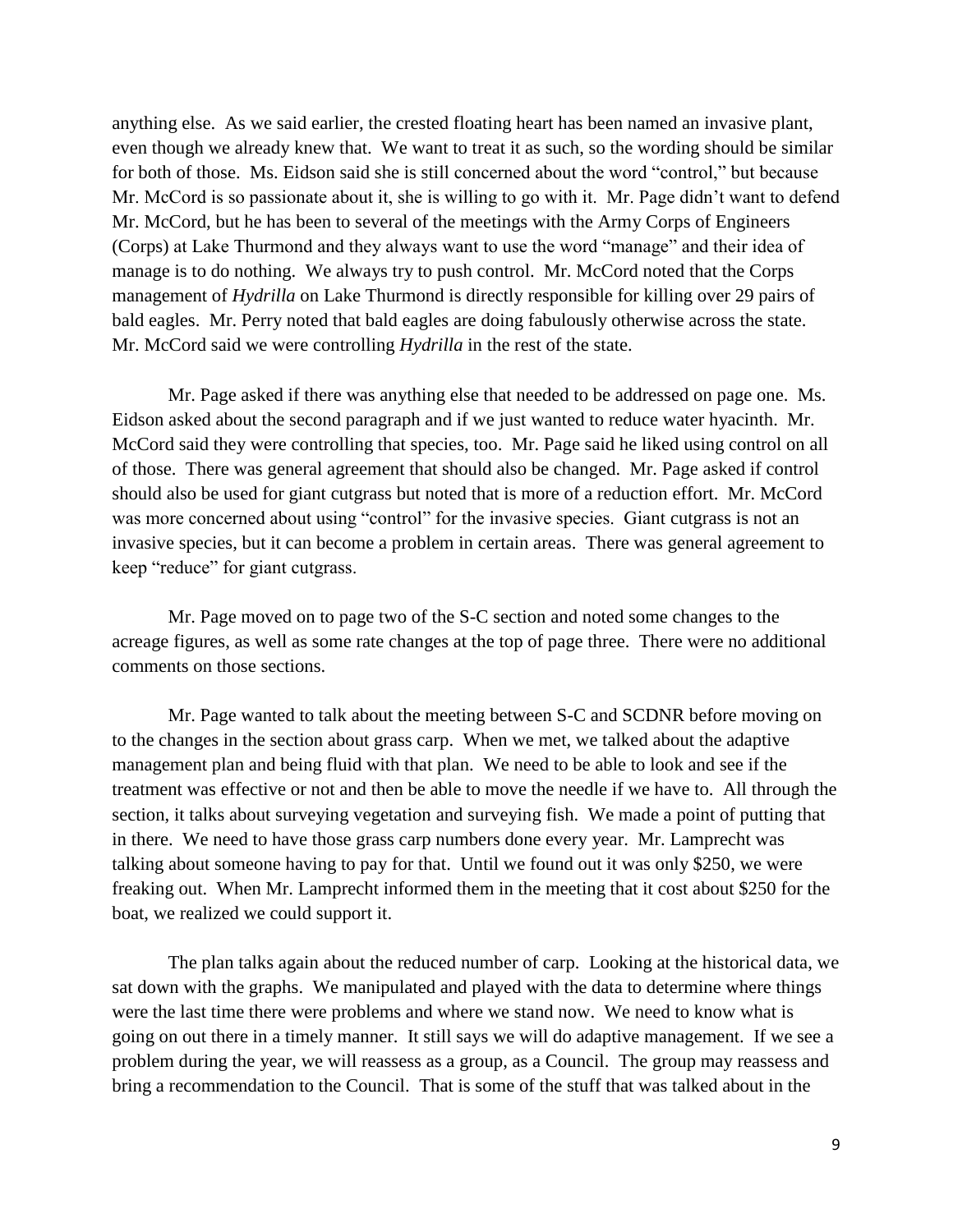anything else. As we said earlier, the crested floating heart has been named an invasive plant, even though we already knew that. We want to treat it as such, so the wording should be similar for both of those. Ms. Eidson said she is still concerned about the word "control," but because Mr. McCord is so passionate about it, she is willing to go with it. Mr. Page didn't want to defend Mr. McCord, but he has been to several of the meetings with the Army Corps of Engineers (Corps) at Lake Thurmond and they always want to use the word "manage" and their idea of manage is to do nothing. We always try to push control. Mr. McCord noted that the Corps management of *Hydrilla* on Lake Thurmond is directly responsible for killing over 29 pairs of bald eagles. Mr. Perry noted that bald eagles are doing fabulously otherwise across the state. Mr. McCord said we were controlling *Hydrilla* in the rest of the state.

Mr. Page asked if there was anything else that needed to be addressed on page one. Ms. Eidson asked about the second paragraph and if we just wanted to reduce water hyacinth. Mr. McCord said they were controlling that species, too. Mr. Page said he liked using control on all of those. There was general agreement that should also be changed. Mr. Page asked if control should also be used for giant cutgrass but noted that is more of a reduction effort. Mr. McCord was more concerned about using "control" for the invasive species. Giant cutgrass is not an invasive species, but it can become a problem in certain areas. There was general agreement to keep "reduce" for giant cutgrass.

Mr. Page moved on to page two of the S-C section and noted some changes to the acreage figures, as well as some rate changes at the top of page three. There were no additional comments on those sections.

Mr. Page wanted to talk about the meeting between S-C and SCDNR before moving on to the changes in the section about grass carp. When we met, we talked about the adaptive management plan and being fluid with that plan. We need to be able to look and see if the treatment was effective or not and then be able to move the needle if we have to. All through the section, it talks about surveying vegetation and surveying fish. We made a point of putting that in there. We need to have those grass carp numbers done every year. Mr. Lamprecht was talking about someone having to pay for that. Until we found out it was only \$250, we were freaking out. When Mr. Lamprecht informed them in the meeting that it cost about \$250 for the boat, we realized we could support it.

The plan talks again about the reduced number of carp. Looking at the historical data, we sat down with the graphs. We manipulated and played with the data to determine where things were the last time there were problems and where we stand now. We need to know what is going on out there in a timely manner. It still says we will do adaptive management. If we see a problem during the year, we will reassess as a group, as a Council. The group may reassess and bring a recommendation to the Council. That is some of the stuff that was talked about in the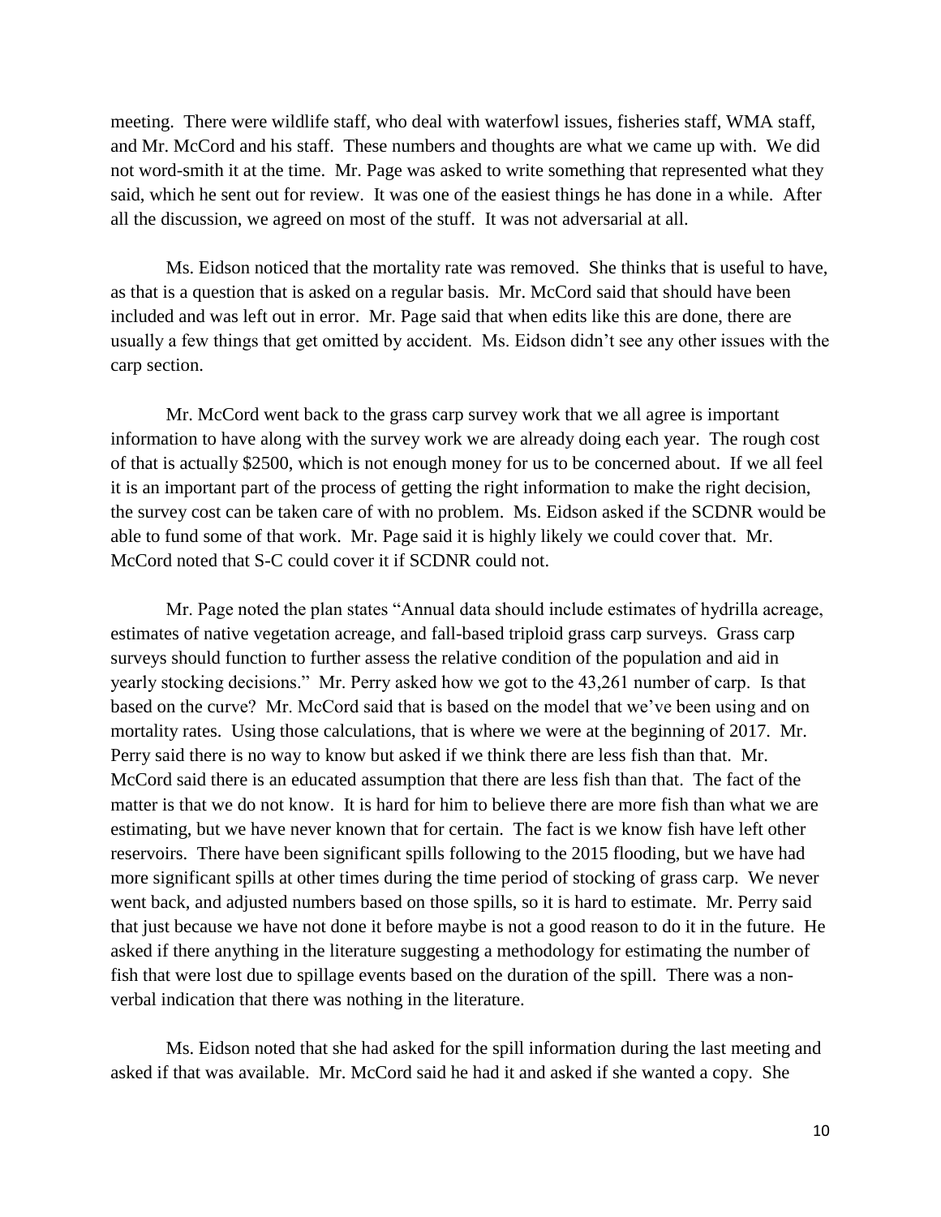meeting. There were wildlife staff, who deal with waterfowl issues, fisheries staff, WMA staff, and Mr. McCord and his staff. These numbers and thoughts are what we came up with. We did not word-smith it at the time. Mr. Page was asked to write something that represented what they said, which he sent out for review. It was one of the easiest things he has done in a while. After all the discussion, we agreed on most of the stuff. It was not adversarial at all.

Ms. Eidson noticed that the mortality rate was removed. She thinks that is useful to have, as that is a question that is asked on a regular basis. Mr. McCord said that should have been included and was left out in error. Mr. Page said that when edits like this are done, there are usually a few things that get omitted by accident. Ms. Eidson didn't see any other issues with the carp section.

Mr. McCord went back to the grass carp survey work that we all agree is important information to have along with the survey work we are already doing each year. The rough cost of that is actually $2500, which is not enough money for us to be concerned about. If we all feel it is an important part of the process of getting the right information to make the right decision, the survey cost can be taken care of with no problem. Ms. Eidson asked if the SCDNR would be able to fund some of that work. Mr. Page said it is highly likely we could cover that. Mr. McCord noted that S-C could cover it if SCDNR could not.

Mr. Page noted the plan states "Annual data should include estimates of hydrilla acreage, estimates of native vegetation acreage, and fall-based triploid grass carp surveys. Grass carp surveys should function to further assess the relative condition of the population and aid in yearly stocking decisions." Mr. Perry asked how we got to the 43,261 number of carp. Is that based on the curve? Mr. McCord said that is based on the model that we've been using and on mortality rates. Using those calculations, that is where we were at the beginning of 2017. Mr. Perry said there is no way to know but asked if we think there are less fish than that. Mr. McCord said there is an educated assumption that there are less fish than that. The fact of the matter is that we do not know. It is hard for him to believe there are more fish than what we are estimating, but we have never known that for certain. The fact is we know fish have left other reservoirs. There have been significant spills following to the 2015 flooding, but we have had more significant spills at other times during the time period of stocking of grass carp. We never went back, and adjusted numbers based on those spills, so it is hard to estimate. Mr. Perry said that just because we have not done it before maybe is not a good reason to do it in the future. He asked if there anything in the literature suggesting a methodology for estimating the number of fish that were lost due to spillage events based on the duration of the spill. There was a non-verbal indication that there was nothing in the literature.

Ms. Eidson noted that she had asked for the spill information during the last meeting and asked if that was available. Mr. McCord said he had it and asked if she wanted a copy. She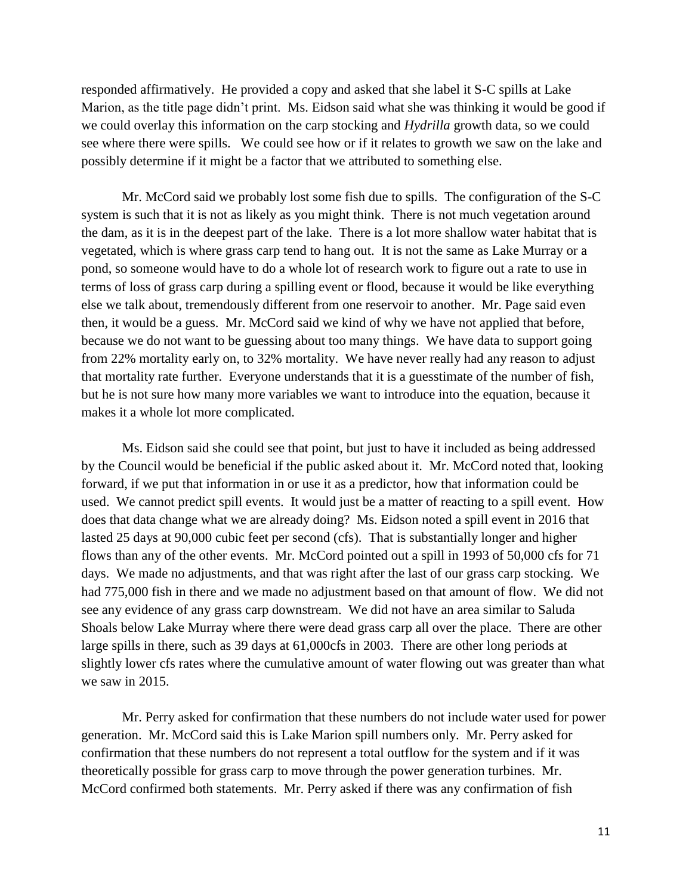responded affirmatively. He provided a copy and asked that she label it S-C spills at Lake Marion, as the title page didn't print. Ms. Eidson said what she was thinking it would be good if we could overlay this information on the carp stocking and *Hydrilla* growth data, so we could see where there were spills. We could see how or if it relates to growth we saw on the lake and possibly determine if it might be a factor that we attributed to something else.

Mr. McCord said we probably lost some fish due to spills. The configuration of the S-C system is such that it is not as likely as you might think. There is not much vegetation around the dam, as it is in the deepest part of the lake. There is a lot more shallow water habitat that is vegetated, which is where grass carp tend to hang out. It is not the same as Lake Murray or a pond, so someone would have to do a whole lot of research work to figure out a rate to use in terms of loss of grass carp during a spilling event or flood, because it would be like everything else we talk about, tremendously different from one reservoir to another. Mr. Page said even then, it would be a guess. Mr. McCord said we kind of why we have not applied that before, because we do not want to be guessing about too many things. We have data to support going from 22% mortality early on, to 32% mortality. We have never really had any reason to adjust that mortality rate further. Everyone understands that it is a guesstimate of the number of fish, but he is not sure how many more variables we want to introduce into the equation, because it makes it a whole lot more complicated.

Ms. Eidson said she could see that point, but just to have it included as being addressed by the Council would be beneficial if the public asked about it. Mr. McCord noted that, looking forward, if we put that information in or use it as a predictor, how that information could be used. We cannot predict spill events. It would just be a matter of reacting to a spill event. How does that data change what we are already doing? Ms. Eidson noted a spill event in 2016 that lasted 25 days at 90,000 cubic feet per second (cfs). That is substantially longer and higher flows than any of the other events. Mr. McCord pointed out a spill in 1993 of 50,000 cfs for 71 days. We made no adjustments, and that was right after the last of our grass carp stocking. We had 775,000 fish in there and we made no adjustment based on that amount of flow. We did not see any evidence of any grass carp downstream. We did not have an area similar to Saluda Shoals below Lake Murray where there were dead grass carp all over the place. There are other large spills in there, such as 39 days at 61,000cfs in 2003. There are other long periods at slightly lower cfs rates where the cumulative amount of water flowing out was greater than what we saw in 2015.

Mr. Perry asked for confirmation that these numbers do not include water used for power generation. Mr. McCord said this is Lake Marion spill numbers only. Mr. Perry asked for confirmation that these numbers do not represent a total outflow for the system and if it was theoretically possible for grass carp to move through the power generation turbines. Mr. McCord confirmed both statements. Mr. Perry asked if there was any confirmation of fish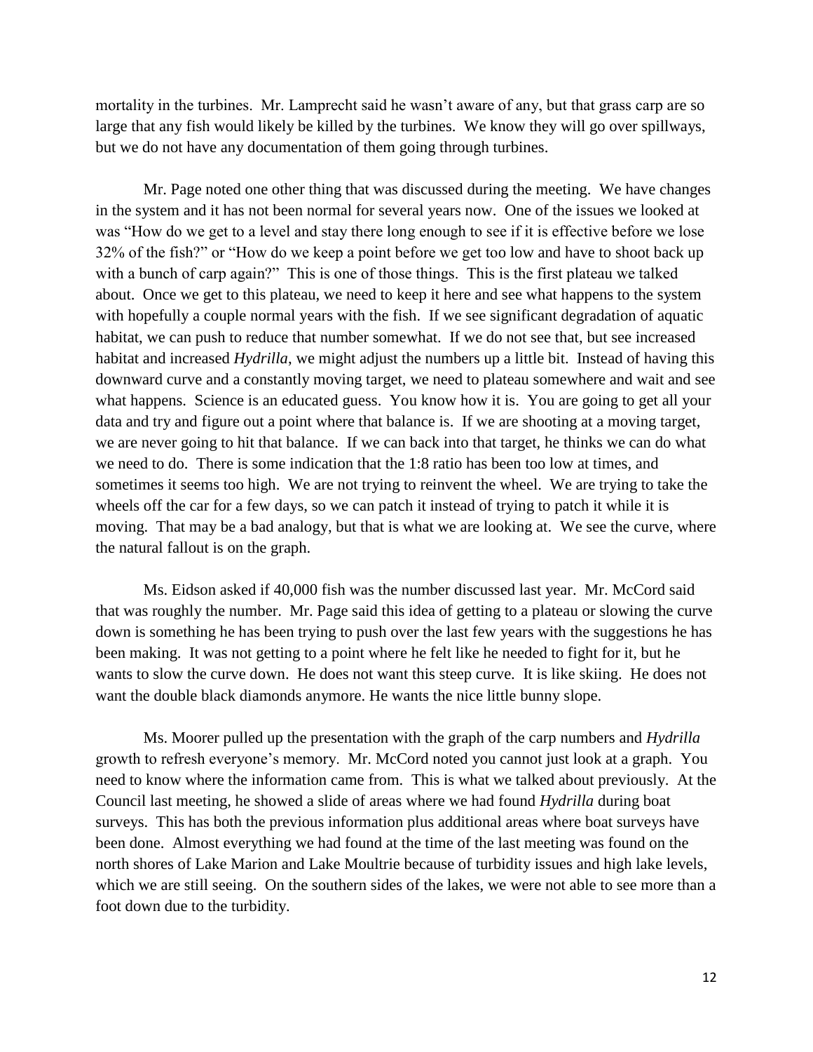mortality in the turbines. Mr. Lamprecht said he wasn't aware of any, but that grass carp are so large that any fish would likely be killed by the turbines. We know they will go over spillways, but we do not have any documentation of them going through turbines.

Mr. Page noted one other thing that was discussed during the meeting. We have changes in the system and it has not been normal for several years now. One of the issues we looked at was "How do we get to a level and stay there long enough to see if it is effective before we lose 32% of the fish?" or "How do we keep a point before we get too low and have to shoot back up with a bunch of carp again?" This is one of those things. This is the first plateau we talked about. Once we get to this plateau, we need to keep it here and see what happens to the system with hopefully a couple normal years with the fish. If we see significant degradation of aquatic habitat, we can push to reduce that number somewhat. If we do not see that, but see increased habitat and increased *Hydrilla*, we might adjust the numbers up a little bit. Instead of having this downward curve and a constantly moving target, we need to plateau somewhere and wait and see what happens. Science is an educated guess. You know how it is. You are going to get all your data and try and figure out a point where that balance is. If we are shooting at a moving target, we are never going to hit that balance. If we can back into that target, he thinks we can do what we need to do. There is some indication that the 1:8 ratio has been too low at times, and sometimes it seems too high. We are not trying to reinvent the wheel. We are trying to take the wheels off the car for a few days, so we can patch it instead of trying to patch it while it is moving. That may be a bad analogy, but that is what we are looking at. We see the curve, where the natural fallout is on the graph.

Ms. Eidson asked if 40,000 fish was the number discussed last year. Mr. McCord said that was roughly the number. Mr. Page said this idea of getting to a plateau or slowing the curve down is something he has been trying to push over the last few years with the suggestions he has been making. It was not getting to a point where he felt like he needed to fight for it, but he wants to slow the curve down. He does not want this steep curve. It is like skiing. He does not want the double black diamonds anymore. He wants the nice little bunny slope.

Ms. Moorer pulled up the presentation with the graph of the carp numbers and *Hydrilla* growth to refresh everyone's memory. Mr. McCord noted you cannot just look at a graph. You need to know where the information came from. This is what we talked about previously. At the Council last meeting, he showed a slide of areas where we had found *Hydrilla* during boat surveys. This has both the previous information plus additional areas where boat surveys have been done. Almost everything we had found at the time of the last meeting was found on the north shores of Lake Marion and Lake Moultrie because of turbidity issues and high lake levels, which we are still seeing. On the southern sides of the lakes, we were not able to see more than a foot down due to the turbidity.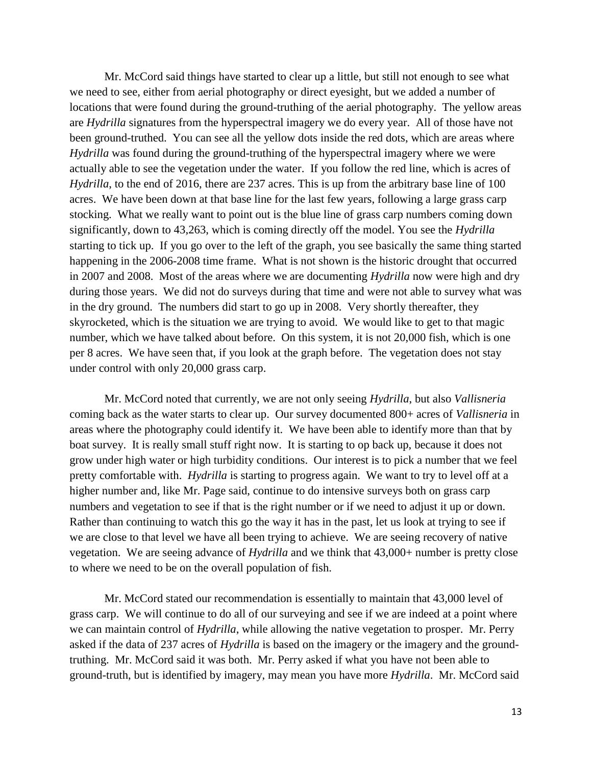Mr. McCord said things have started to clear up a little, but still not enough to see what we need to see, either from aerial photography or direct eyesight, but we added a number of locations that were found during the ground-truthing of the aerial photography. The yellow areas are *Hydrilla* signatures from the hyperspectral imagery we do every year. All of those have not been ground-truthed. You can see all the yellow dots inside the red dots, which are areas where *Hydrilla* was found during the ground-truthing of the hyperspectral imagery where we were actually able to see the vegetation under the water. If you follow the red line, which is acres of *Hydrilla*, to the end of 2016, there are 237 acres. This is up from the arbitrary base line of 100 acres. We have been down at that base line for the last few years, following a large grass carp stocking. What we really want to point out is the blue line of grass carp numbers coming down significantly, down to 43,263, which is coming directly off the model. You see the *Hydrilla* starting to tick up. If you go over to the left of the graph, you see basically the same thing started happening in the 2006-2008 time frame. What is not shown is the historic drought that occurred in 2007 and 2008. Most of the areas where we are documenting *Hydrilla* now were high and dry during those years. We did not do surveys during that time and were not able to survey what was in the dry ground. The numbers did start to go up in 2008. Very shortly thereafter, they skyrocketed, which is the situation we are trying to avoid. We would like to get to that magic number, which we have talked about before. On this system, it is not 20,000 fish, which is one per 8 acres. We have seen that, if you look at the graph before. The vegetation does not stay under control with only 20,000 grass carp.

Mr. McCord noted that currently, we are not only seeing *Hydrilla*, but also *Vallisneria* coming back as the water starts to clear up. Our survey documented 800+ acres of *Vallisneria* in areas where the photography could identify it. We have been able to identify more than that by boat survey. It is really small stuff right now. It is starting to op back up, because it does not grow under high water or high turbidity conditions. Our interest is to pick a number that we feel pretty comfortable with. *Hydrilla* is starting to progress again. We want to try to level off at a higher number and, like Mr. Page said, continue to do intensive surveys both on grass carp numbers and vegetation to see if that is the right number or if we need to adjust it up or down. Rather than continuing to watch this go the way it has in the past, let us look at trying to see if we are close to that level we have all been trying to achieve. We are seeing recovery of native vegetation. We are seeing advance of *Hydrilla* and we think that 43,000+ number is pretty close to where we need to be on the overall population of fish.

Mr. McCord stated our recommendation is essentially to maintain that 43,000 level of grass carp. We will continue to do all of our surveying and see if we are indeed at a point where we can maintain control of *Hydrilla*, while allowing the native vegetation to prosper. Mr. Perry asked if the data of 237 acres of *Hydrilla* is based on the imagery or the imagery and the ground-truthing. Mr. McCord said it was both. Mr. Perry asked if what you have not been able to ground-truth, but is identified by imagery, may mean you have more *Hydrilla*. Mr. McCord said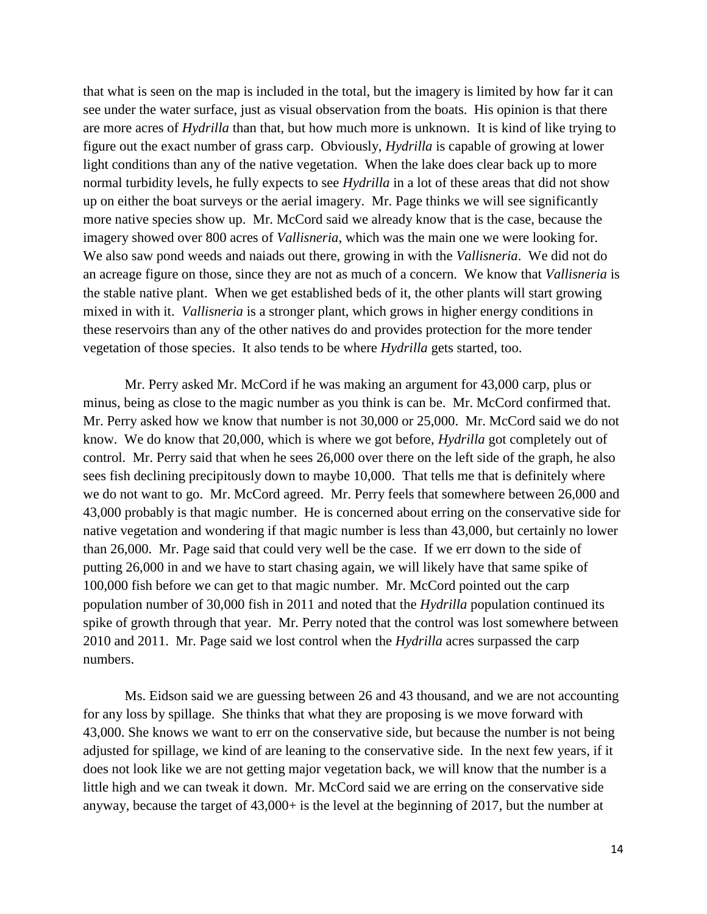that what is seen on the map is included in the total, but the imagery is limited by how far it can see under the water surface, just as visual observation from the boats. His opinion is that there are more acres of *Hydrilla* than that, but how much more is unknown. It is kind of like trying to figure out the exact number of grass carp. Obviously, *Hydrilla* is capable of growing at lower light conditions than any of the native vegetation. When the lake does clear back up to more normal turbidity levels, he fully expects to see *Hydrilla* in a lot of these areas that did not show up on either the boat surveys or the aerial imagery. Mr. Page thinks we will see significantly more native species show up. Mr. McCord said we already know that is the case, because the imagery showed over 800 acres of *Vallisneria*, which was the main one we were looking for. We also saw pond weeds and naiads out there, growing in with the *Vallisneria*. We did not do an acreage figure on those, since they are not as much of a concern. We know that *Vallisneria* is the stable native plant. When we get established beds of it, the other plants will start growing mixed in with it. *Vallisneria* is a stronger plant, which grows in higher energy conditions in these reservoirs than any of the other natives do and provides protection for the more tender vegetation of those species. It also tends to be where *Hydrilla* gets started, too.

Mr. Perry asked Mr. McCord if he was making an argument for 43,000 carp, plus or minus, being as close to the magic number as you think is can be. Mr. McCord confirmed that. Mr. Perry asked how we know that number is not 30,000 or 25,000. Mr. McCord said we do not know. We do know that 20,000, which is where we got before, *Hydrilla* got completely out of control. Mr. Perry said that when he sees 26,000 over there on the left side of the graph, he also sees fish declining precipitously down to maybe 10,000. That tells me that is definitely where we do not want to go. Mr. McCord agreed. Mr. Perry feels that somewhere between 26,000 and 43,000 probably is that magic number. He is concerned about erring on the conservative side for native vegetation and wondering if that magic number is less than 43,000, but certainly no lower than 26,000. Mr. Page said that could very well be the case. If we err down to the side of putting 26,000 in and we have to start chasing again, we will likely have that same spike of 100,000 fish before we can get to that magic number. Mr. McCord pointed out the carp population number of 30,000 fish in 2011 and noted that the *Hydrilla* population continued its spike of growth through that year. Mr. Perry noted that the control was lost somewhere between 2010 and 2011. Mr. Page said we lost control when the *Hydrilla* acres surpassed the carp numbers.

Ms. Eidson said we are guessing between 26 and 43 thousand, and we are not accounting for any loss by spillage. She thinks that what they are proposing is we move forward with 43,000. She knows we want to err on the conservative side, but because the number is not being adjusted for spillage, we kind of are leaning to the conservative side. In the next few years, if it does not look like we are not getting major vegetation back, we will know that the number is a little high and we can tweak it down. Mr. McCord said we are erring on the conservative side anyway, because the target of 43,000+ is the level at the beginning of 2017, but the number at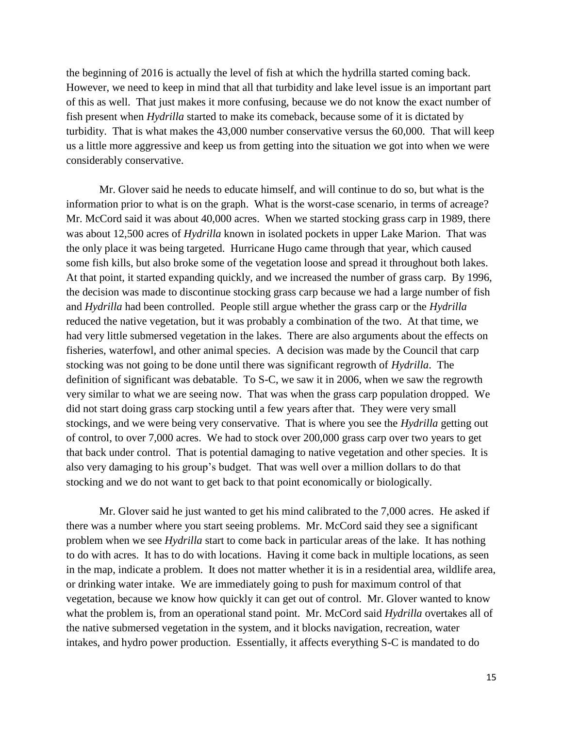the beginning of 2016 is actually the level of fish at which the hydrilla started coming back. However, we need to keep in mind that all that turbidity and lake level issue is an important part of this as well. That just makes it more confusing, because we do not know the exact number of fish present when *Hydrilla* started to make its comeback, because some of it is dictated by turbidity. That is what makes the 43,000 number conservative versus the 60,000. That will keep us a little more aggressive and keep us from getting into the situation we got into when we were considerably conservative.

Mr. Glover said he needs to educate himself, and will continue to do so, but what is the information prior to what is on the graph. What is the worst-case scenario, in terms of acreage? Mr. McCord said it was about 40,000 acres. When we started stocking grass carp in 1989, there was about 12,500 acres of *Hydrilla* known in isolated pockets in upper Lake Marion. That was the only place it was being targeted. Hurricane Hugo came through that year, which caused some fish kills, but also broke some of the vegetation loose and spread it throughout both lakes. At that point, it started expanding quickly, and we increased the number of grass carp. By 1996, the decision was made to discontinue stocking grass carp because we had a large number of fish and *Hydrilla* had been controlled. People still argue whether the grass carp or the *Hydrilla* reduced the native vegetation, but it was probably a combination of the two. At that time, we had very little submersed vegetation in the lakes. There are also arguments about the effects on fisheries, waterfowl, and other animal species. A decision was made by the Council that carp stocking was not going to be done until there was significant regrowth of *Hydrilla*. The definition of significant was debatable. To S-C, we saw it in 2006, when we saw the regrowth very similar to what we are seeing now. That was when the grass carp population dropped. We did not start doing grass carp stocking until a few years after that. They were very small stockings, and we were being very conservative. That is where you see the *Hydrilla* getting out of control, to over 7,000 acres. We had to stock over 200,000 grass carp over two years to get that back under control. That is potential damaging to native vegetation and other species. It is also very damaging to his group's budget. That was well over a million dollars to do that stocking and we do not want to get back to that point economically or biologically.

Mr. Glover said he just wanted to get his mind calibrated to the 7,000 acres. He asked if there was a number where you start seeing problems. Mr. McCord said they see a significant problem when we see *Hydrilla* start to come back in particular areas of the lake. It has nothing to do with acres. It has to do with locations. Having it come back in multiple locations, as seen in the map, indicate a problem. It does not matter whether it is in a residential area, wildlife area, or drinking water intake. We are immediately going to push for maximum control of that vegetation, because we know how quickly it can get out of control. Mr. Glover wanted to know what the problem is, from an operational stand point. Mr. McCord said *Hydrilla* overtakes all of the native submersed vegetation in the system, and it blocks navigation, recreation, water intakes, and hydro power production. Essentially, it affects everything S-C is mandated to do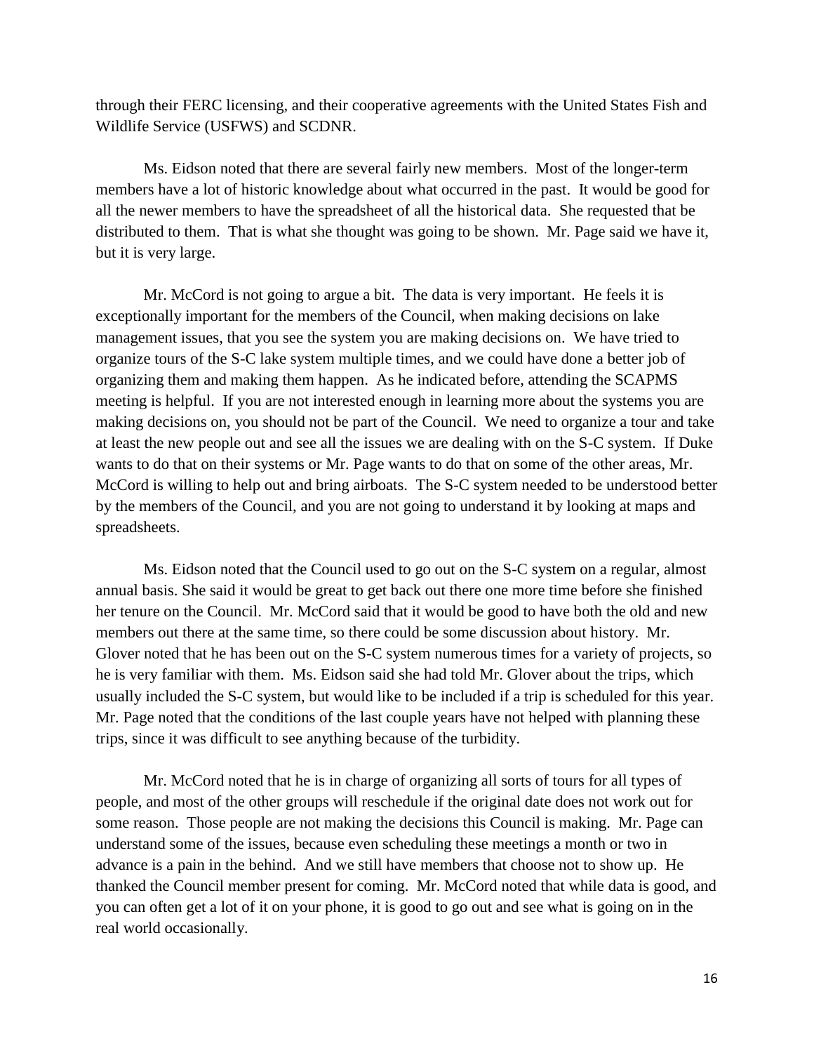through their FERC licensing, and their cooperative agreements with the United States Fish and Wildlife Service (USFWS) and SCDNR.

Ms. Eidson noted that there are several fairly new members. Most of the longer-term members have a lot of historic knowledge about what occurred in the past. It would be good for all the newer members to have the spreadsheet of all the historical data. She requested that be distributed to them. That is what she thought was going to be shown. Mr. Page said we have it, but it is very large.

Mr. McCord is not going to argue a bit. The data is very important. He feels it is exceptionally important for the members of the Council, when making decisions on lake management issues, that you see the system you are making decisions on. We have tried to organize tours of the S-C lake system multiple times, and we could have done a better job of organizing them and making them happen. As he indicated before, attending the SCAPMS meeting is helpful. If you are not interested enough in learning more about the systems you are making decisions on, you should not be part of the Council. We need to organize a tour and take at least the new people out and see all the issues we are dealing with on the S-C system. If Duke wants to do that on their systems or Mr. Page wants to do that on some of the other areas, Mr. McCord is willing to help out and bring airboats. The S-C system needed to be understood better by the members of the Council, and you are not going to understand it by looking at maps and spreadsheets.

Ms. Eidson noted that the Council used to go out on the S-C system on a regular, almost annual basis. She said it would be great to get back out there one more time before she finished her tenure on the Council. Mr. McCord said that it would be good to have both the old and new members out there at the same time, so there could be some discussion about history. Mr. Glover noted that he has been out on the S-C system numerous times for a variety of projects, so he is very familiar with them. Ms. Eidson said she had told Mr. Glover about the trips, which usually included the S-C system, but would like to be included if a trip is scheduled for this year. Mr. Page noted that the conditions of the last couple years have not helped with planning these trips, since it was difficult to see anything because of the turbidity.

Mr. McCord noted that he is in charge of organizing all sorts of tours for all types of people, and most of the other groups will reschedule if the original date does not work out for some reason. Those people are not making the decisions this Council is making. Mr. Page can understand some of the issues, because even scheduling these meetings a month or two in advance is a pain in the behind. And we still have members that choose not to show up. He thanked the Council member present for coming. Mr. McCord noted that while data is good, and you can often get a lot of it on your phone, it is good to go out and see what is going on in the real world occasionally.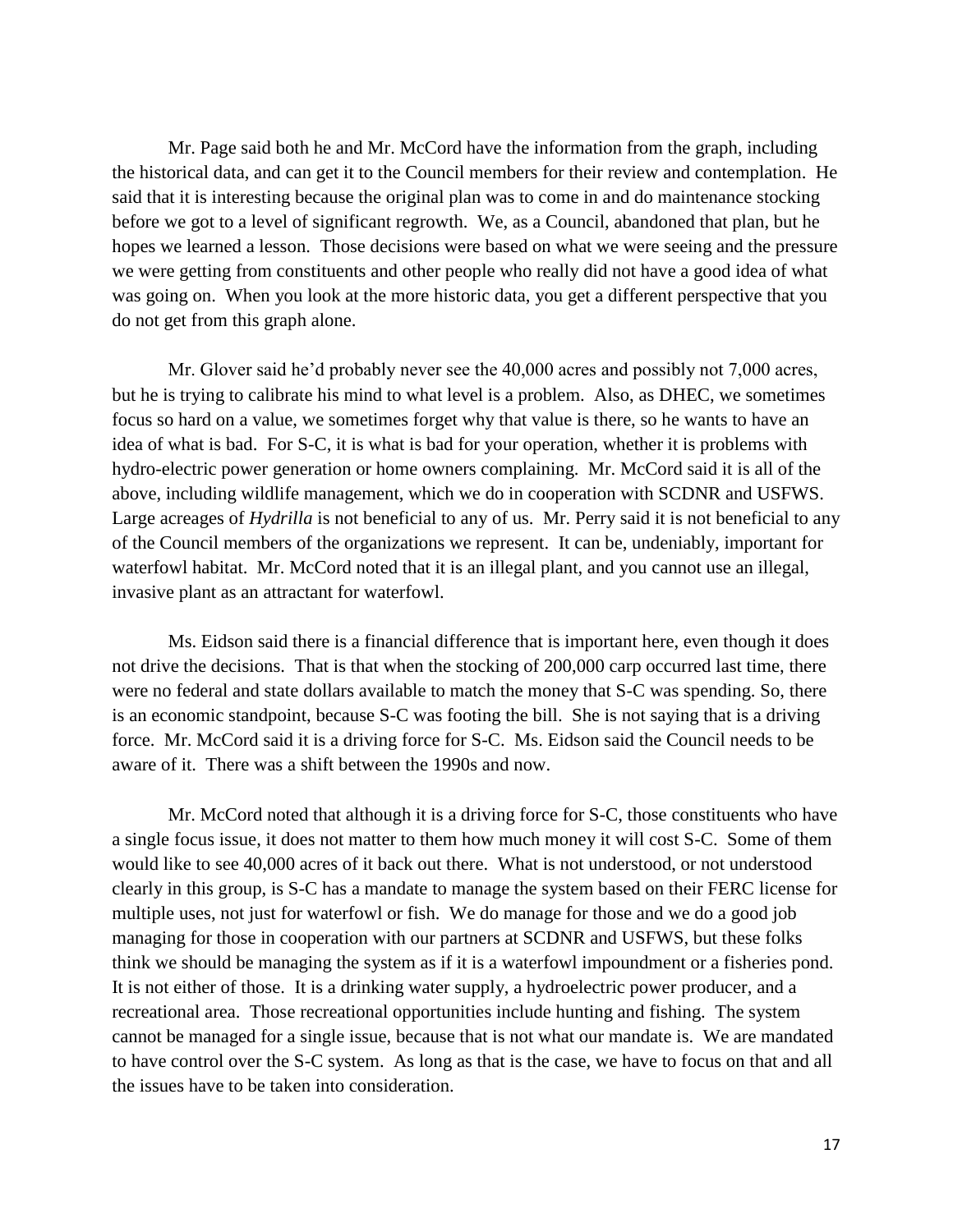Mr. Page said both he and Mr. McCord have the information from the graph, including the historical data, and can get it to the Council members for their review and contemplation. He said that it is interesting because the original plan was to come in and do maintenance stocking before we got to a level of significant regrowth. We, as a Council, abandoned that plan, but he hopes we learned a lesson. Those decisions were based on what we were seeing and the pressure we were getting from constituents and other people who really did not have a good idea of what was going on. When you look at the more historic data, you get a different perspective that you do not get from this graph alone.

Mr. Glover said he'd probably never see the 40,000 acres and possibly not 7,000 acres, but he is trying to calibrate his mind to what level is a problem. Also, as DHEC, we sometimes focus so hard on a value, we sometimes forget why that value is there, so he wants to have an idea of what is bad. For S-C, it is what is bad for your operation, whether it is problems with hydro-electric power generation or home owners complaining. Mr. McCord said it is all of the above, including wildlife management, which we do in cooperation with SCDNR and USFWS. Large acreages of *Hydrilla* is not beneficial to any of us. Mr. Perry said it is not beneficial to any of the Council members of the organizations we represent. It can be, undeniably, important for waterfowl habitat. Mr. McCord noted that it is an illegal plant, and you cannot use an illegal, invasive plant as an attractant for waterfowl.

Ms. Eidson said there is a financial difference that is important here, even though it does not drive the decisions. That is that when the stocking of 200,000 carp occurred last time, there were no federal and state dollars available to match the money that S-C was spending. So, there is an economic standpoint, because S-C was footing the bill. She is not saying that is a driving force. Mr. McCord said it is a driving force for S-C. Ms. Eidson said the Council needs to be aware of it. There was a shift between the 1990s and now.

Mr. McCord noted that although it is a driving force for S-C, those constituents who have a single focus issue, it does not matter to them how much money it will cost S-C. Some of them would like to see 40,000 acres of it back out there. What is not understood, or not understood clearly in this group, is S-C has a mandate to manage the system based on their FERC license for multiple uses, not just for waterfowl or fish. We do manage for those and we do a good job managing for those in cooperation with our partners at SCDNR and USFWS, but these folks think we should be managing the system as if it is a waterfowl impoundment or a fisheries pond. It is not either of those. It is a drinking water supply, a hydroelectric power producer, and a recreational area. Those recreational opportunities include hunting and fishing. The system cannot be managed for a single issue, because that is not what our mandate is. We are mandated to have control over the S-C system. As long as that is the case, we have to focus on that and all the issues have to be taken into consideration.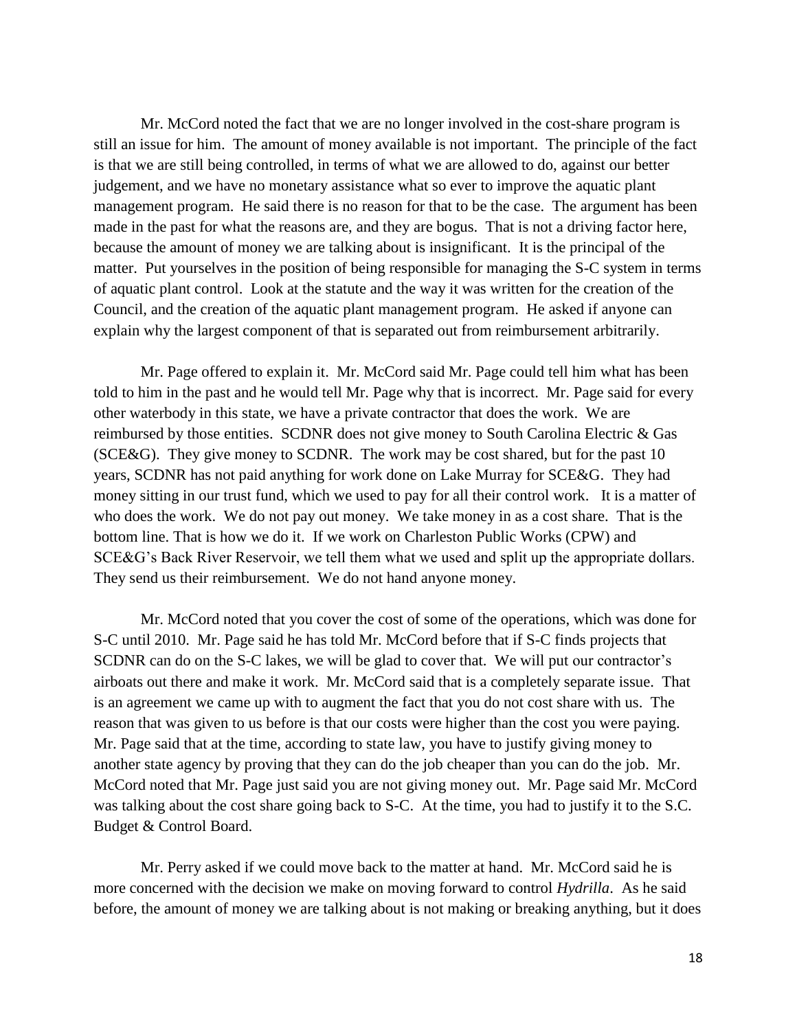Mr. McCord noted the fact that we are no longer involved in the cost-share program is still an issue for him. The amount of money available is not important. The principle of the fact is that we are still being controlled, in terms of what we are allowed to do, against our better judgement, and we have no monetary assistance what so ever to improve the aquatic plant management program. He said there is no reason for that to be the case. The argument has been made in the past for what the reasons are, and they are bogus. That is not a driving factor here, because the amount of money we are talking about is insignificant. It is the principal of the matter. Put yourselves in the position of being responsible for managing the S-C system in terms of aquatic plant control. Look at the statute and the way it was written for the creation of the Council, and the creation of the aquatic plant management program. He asked if anyone can explain why the largest component of that is separated out from reimbursement arbitrarily.

Mr. Page offered to explain it. Mr. McCord said Mr. Page could tell him what has been told to him in the past and he would tell Mr. Page why that is incorrect. Mr. Page said for every other waterbody in this state, we have a private contractor that does the work. We are reimbursed by those entities. SCDNR does not give money to South Carolina Electric & Gas (SCE&G). They give money to SCDNR. The work may be cost shared, but for the past 10 years, SCDNR has not paid anything for work done on Lake Murray for SCE&G. They had money sitting in our trust fund, which we used to pay for all their control work. It is a matter of who does the work. We do not pay out money. We take money in as a cost share. That is the bottom line. That is how we do it. If we work on Charleston Public Works (CPW) and SCE&G's Back River Reservoir, we tell them what we used and split up the appropriate dollars. They send us their reimbursement. We do not hand anyone money.

Mr. McCord noted that you cover the cost of some of the operations, which was done for S-C until 2010. Mr. Page said he has told Mr. McCord before that if S-C finds projects that SCDNR can do on the S-C lakes, we will be glad to cover that. We will put our contractor's airboats out there and make it work. Mr. McCord said that is a completely separate issue. That is an agreement we came up with to augment the fact that you do not cost share with us. The reason that was given to us before is that our costs were higher than the cost you were paying. Mr. Page said that at the time, according to state law, you have to justify giving money to another state agency by proving that they can do the job cheaper than you can do the job. Mr. McCord noted that Mr. Page just said you are not giving money out. Mr. Page said Mr. McCord was talking about the cost share going back to S-C. At the time, you had to justify it to the S.C. Budget & Control Board.

Mr. Perry asked if we could move back to the matter at hand. Mr. McCord said he is more concerned with the decision we make on moving forward to control *Hydrilla*. As he said before, the amount of money we are talking about is not making or breaking anything, but it does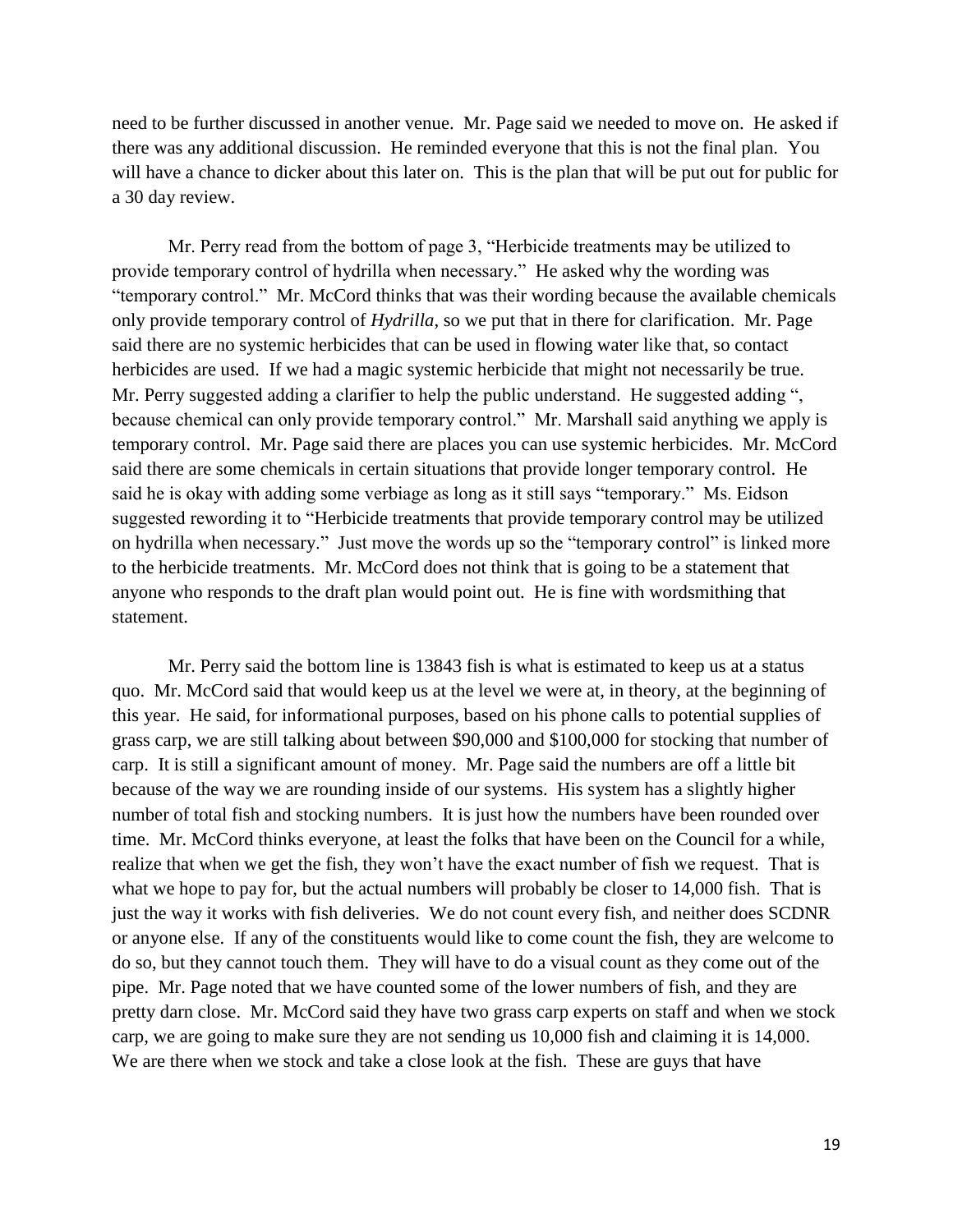need to be further discussed in another venue. Mr. Page said we needed to move on. He asked if there was any additional discussion. He reminded everyone that this is not the final plan. You will have a chance to dicker about this later on. This is the plan that will be put out for public for a 30 day review.

Mr. Perry read from the bottom of page 3, "Herbicide treatments may be utilized to provide temporary control of hydrilla when necessary." He asked why the wording was "temporary control." Mr. McCord thinks that was their wording because the available chemicals only provide temporary control of *Hydrilla*, so we put that in there for clarification. Mr. Page said there are no systemic herbicides that can be used in flowing water like that, so contact herbicides are used. If we had a magic systemic herbicide that might not necessarily be true. Mr. Perry suggested adding a clarifier to help the public understand. He suggested adding ", because chemical can only provide temporary control." Mr. Marshall said anything we apply is temporary control. Mr. Page said there are places you can use systemic herbicides. Mr. McCord said there are some chemicals in certain situations that provide longer temporary control. He said he is okay with adding some verbiage as long as it still says "temporary." Ms. Eidson suggested rewording it to "Herbicide treatments that provide temporary control may be utilized on hydrilla when necessary." Just move the words up so the "temporary control" is linked more to the herbicide treatments. Mr. McCord does not think that is going to be a statement that anyone who responds to the draft plan would point out. He is fine with wordsmithing that statement.

Mr. Perry said the bottom line is 13843 fish is what is estimated to keep us at a status quo. Mr. McCord said that would keep us at the level we were at, in theory, at the beginning of this year. He said, for informational purposes, based on his phone calls to potential supplies of grass carp, we are still talking about between $90,000 and $100,000 for stocking that number of carp. It is still a significant amount of money. Mr. Page said the numbers are off a little bit because of the way we are rounding inside of our systems. His system has a slightly higher number of total fish and stocking numbers. It is just how the numbers have been rounded over time. Mr. McCord thinks everyone, at least the folks that have been on the Council for a while, realize that when we get the fish, they won't have the exact number of fish we request. That is what we hope to pay for, but the actual numbers will probably be closer to 14,000 fish. That is just the way it works with fish deliveries. We do not count every fish, and neither does SCDNR or anyone else. If any of the constituents would like to come count the fish, they are welcome to do so, but they cannot touch them. They will have to do a visual count as they come out of the pipe. Mr. Page noted that we have counted some of the lower numbers of fish, and they are pretty darn close. Mr. McCord said they have two grass carp experts on staff and when we stock carp, we are going to make sure they are not sending us 10,000 fish and claiming it is 14,000. We are there when we stock and take a close look at the fish. These are guys that have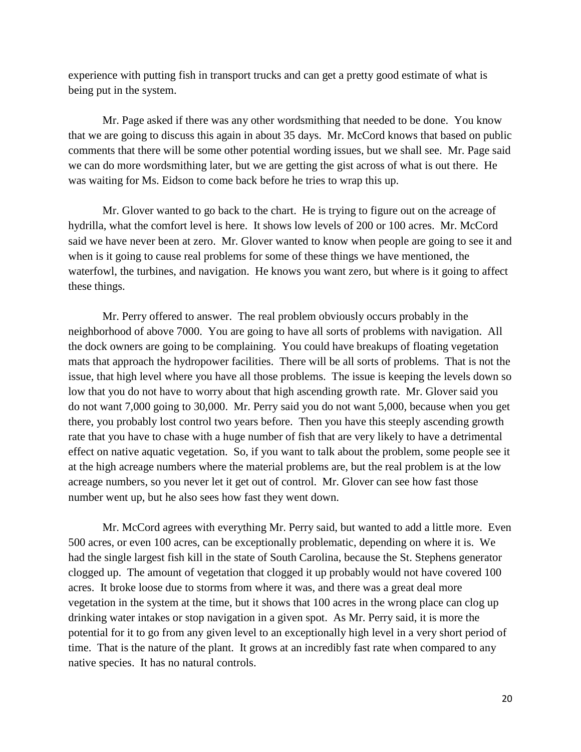experience with putting fish in transport trucks and can get a pretty good estimate of what is being put in the system.

Mr. Page asked if there was any other wordsmithing that needed to be done. You know that we are going to discuss this again in about 35 days. Mr. McCord knows that based on public comments that there will be some other potential wording issues, but we shall see. Mr. Page said we can do more wordsmithing later, but we are getting the gist across of what is out there. He was waiting for Ms. Eidson to come back before he tries to wrap this up.

Mr. Glover wanted to go back to the chart. He is trying to figure out on the acreage of hydrilla, what the comfort level is here. It shows low levels of 200 or 100 acres. Mr. McCord said we have never been at zero. Mr. Glover wanted to know when people are going to see it and when is it going to cause real problems for some of these things we have mentioned, the waterfowl, the turbines, and navigation. He knows you want zero, but where is it going to affect these things.

Mr. Perry offered to answer. The real problem obviously occurs probably in the neighborhood of above 7000. You are going to have all sorts of problems with navigation. All the dock owners are going to be complaining. You could have breakups of floating vegetation mats that approach the hydropower facilities. There will be all sorts of problems. That is not the issue, that high level where you have all those problems. The issue is keeping the levels down so low that you do not have to worry about that high ascending growth rate. Mr. Glover said you do not want 7,000 going to 30,000. Mr. Perry said you do not want 5,000, because when you get there, you probably lost control two years before. Then you have this steeply ascending growth rate that you have to chase with a huge number of fish that are very likely to have a detrimental effect on native aquatic vegetation. So, if you want to talk about the problem, some people see it at the high acreage numbers where the material problems are, but the real problem is at the low acreage numbers, so you never let it get out of control. Mr. Glover can see how fast those number went up, but he also sees how fast they went down.

Mr. McCord agrees with everything Mr. Perry said, but wanted to add a little more. Even 500 acres, or even 100 acres, can be exceptionally problematic, depending on where it is. We had the single largest fish kill in the state of South Carolina, because the St. Stephens generator clogged up. The amount of vegetation that clogged it up probably would not have covered 100 acres. It broke loose due to storms from where it was, and there was a great deal more vegetation in the system at the time, but it shows that 100 acres in the wrong place can clog up drinking water intakes or stop navigation in a given spot. As Mr. Perry said, it is more the potential for it to go from any given level to an exceptionally high level in a very short period of time. That is the nature of the plant. It grows at an incredibly fast rate when compared to any native species. It has no natural controls.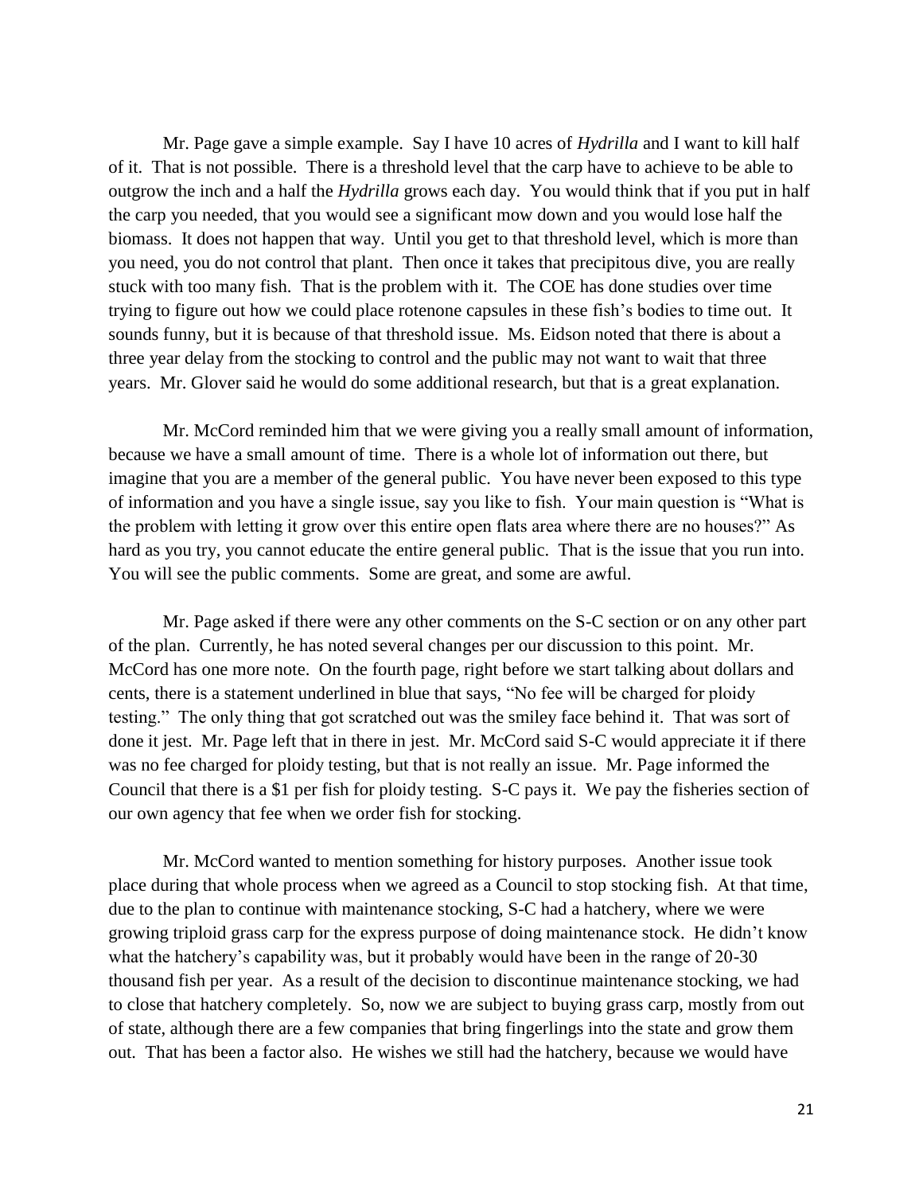Mr. Page gave a simple example. Say I have 10 acres of *Hydrilla* and I want to kill half of it. That is not possible. There is a threshold level that the carp have to achieve to be able to outgrow the inch and a half the *Hydrilla* grows each day. You would think that if you put in half the carp you needed, that you would see a significant mow down and you would lose half the biomass. It does not happen that way. Until you get to that threshold level, which is more than you need, you do not control that plant. Then once it takes that precipitous dive, you are really stuck with too many fish. That is the problem with it. The COE has done studies over time trying to figure out how we could place rotenone capsules in these fish's bodies to time out. It sounds funny, but it is because of that threshold issue. Ms. Eidson noted that there is about a three year delay from the stocking to control and the public may not want to wait that three years. Mr. Glover said he would do some additional research, but that is a great explanation.

Mr. McCord reminded him that we were giving you a really small amount of information, because we have a small amount of time. There is a whole lot of information out there, but imagine that you are a member of the general public. You have never been exposed to this type of information and you have a single issue, say you like to fish. Your main question is "What is the problem with letting it grow over this entire open flats area where there are no houses?" As hard as you try, you cannot educate the entire general public. That is the issue that you run into. You will see the public comments. Some are great, and some are awful.

Mr. Page asked if there were any other comments on the S-C section or on any other part of the plan. Currently, he has noted several changes per our discussion to this point. Mr. McCord has one more note. On the fourth page, right before we start talking about dollars and cents, there is a statement underlined in blue that says, "No fee will be charged for ploidy testing." The only thing that got scratched out was the smiley face behind it. That was sort of done it jest. Mr. Page left that in there in jest. Mr. McCord said S-C would appreciate it if there was no fee charged for ploidy testing, but that is not really an issue. Mr. Page informed the Council that there is a $1 per fish for ploidy testing. S-C pays it. We pay the fisheries section of our own agency that fee when we order fish for stocking.

Mr. McCord wanted to mention something for history purposes. Another issue took place during that whole process when we agreed as a Council to stop stocking fish. At that time, due to the plan to continue with maintenance stocking, S-C had a hatchery, where we were growing triploid grass carp for the express purpose of doing maintenance stock. He didn't know what the hatchery's capability was, but it probably would have been in the range of 20-30 thousand fish per year. As a result of the decision to discontinue maintenance stocking, we had to close that hatchery completely. So, now we are subject to buying grass carp, mostly from out of state, although there are a few companies that bring fingerlings into the state and grow them out. That has been a factor also. He wishes we still had the hatchery, because we would have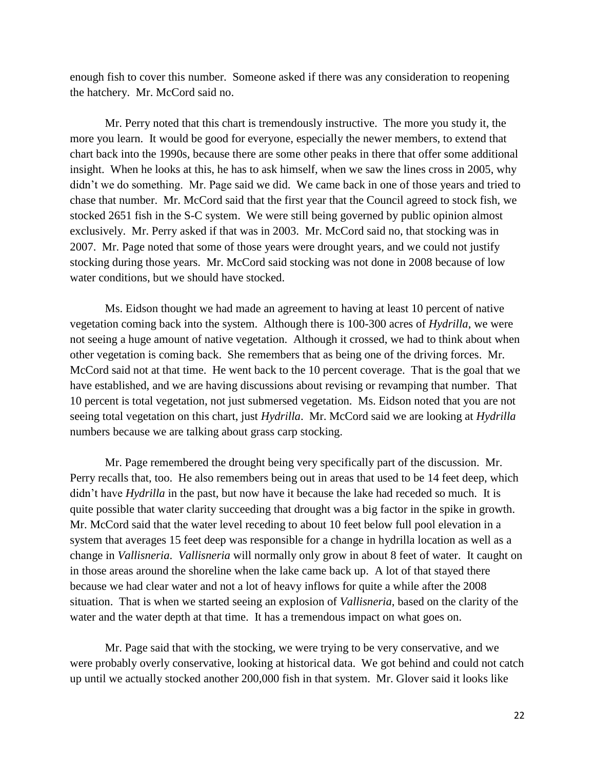enough fish to cover this number. Someone asked if there was any consideration to reopening the hatchery. Mr. McCord said no.

Mr. Perry noted that this chart is tremendously instructive. The more you study it, the more you learn. It would be good for everyone, especially the newer members, to extend that chart back into the 1990s, because there are some other peaks in there that offer some additional insight. When he looks at this, he has to ask himself, when we saw the lines cross in 2005, why didn't we do something. Mr. Page said we did. We came back in one of those years and tried to chase that number. Mr. McCord said that the first year that the Council agreed to stock fish, we stocked 2651 fish in the S-C system. We were still being governed by public opinion almost exclusively. Mr. Perry asked if that was in 2003. Mr. McCord said no, that stocking was in 2007. Mr. Page noted that some of those years were drought years, and we could not justify stocking during those years. Mr. McCord said stocking was not done in 2008 because of low water conditions, but we should have stocked.

Ms. Eidson thought we had made an agreement to having at least 10 percent of native vegetation coming back into the system. Although there is 100-300 acres of *Hydrilla*, we were not seeing a huge amount of native vegetation. Although it crossed, we had to think about when other vegetation is coming back. She remembers that as being one of the driving forces. Mr. McCord said not at that time. He went back to the 10 percent coverage. That is the goal that we have established, and we are having discussions about revising or revamping that number. That 10 percent is total vegetation, not just submersed vegetation. Ms. Eidson noted that you are not seeing total vegetation on this chart, just *Hydrilla*. Mr. McCord said we are looking at *Hydrilla* numbers because we are talking about grass carp stocking.

Mr. Page remembered the drought being very specifically part of the discussion. Mr. Perry recalls that, too. He also remembers being out in areas that used to be 14 feet deep, which didn't have *Hydrilla* in the past, but now have it because the lake had receded so much. It is quite possible that water clarity succeeding that drought was a big factor in the spike in growth. Mr. McCord said that the water level receding to about 10 feet below full pool elevation in a system that averages 15 feet deep was responsible for a change in hydrilla location as well as a change in *Vallisneria*. *Vallisneria* will normally only grow in about 8 feet of water. It caught on in those areas around the shoreline when the lake came back up. A lot of that stayed there because we had clear water and not a lot of heavy inflows for quite a while after the 2008 situation. That is when we started seeing an explosion of *Vallisneria*, based on the clarity of the water and the water depth at that time. It has a tremendous impact on what goes on.

Mr. Page said that with the stocking, we were trying to be very conservative, and we were probably overly conservative, looking at historical data. We got behind and could not catch up until we actually stocked another 200,000 fish in that system. Mr. Glover said it looks like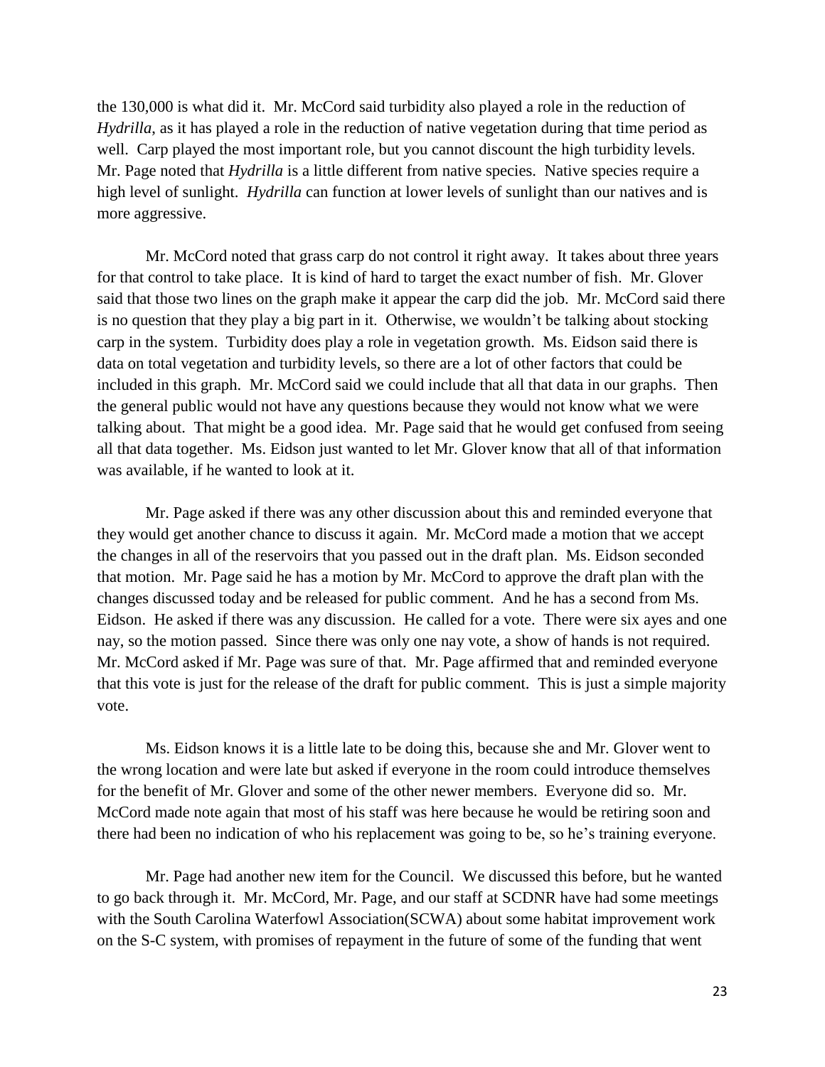the 130,000 is what did it. Mr. McCord said turbidity also played a role in the reduction of *Hydrilla*, as it has played a role in the reduction of native vegetation during that time period as well. Carp played the most important role, but you cannot discount the high turbidity levels. Mr. Page noted that *Hydrilla* is a little different from native species. Native species require a high level of sunlight. *Hydrilla* can function at lower levels of sunlight than our natives and is more aggressive.

Mr. McCord noted that grass carp do not control it right away. It takes about three years for that control to take place. It is kind of hard to target the exact number of fish. Mr. Glover said that those two lines on the graph make it appear the carp did the job. Mr. McCord said there is no question that they play a big part in it. Otherwise, we wouldn't be talking about stocking carp in the system. Turbidity does play a role in vegetation growth. Ms. Eidson said there is data on total vegetation and turbidity levels, so there are a lot of other factors that could be included in this graph. Mr. McCord said we could include that all that data in our graphs. Then the general public would not have any questions because they would not know what we were talking about. That might be a good idea. Mr. Page said that he would get confused from seeing all that data together. Ms. Eidson just wanted to let Mr. Glover know that all of that information was available, if he wanted to look at it.

Mr. Page asked if there was any other discussion about this and reminded everyone that they would get another chance to discuss it again. Mr. McCord made a motion that we accept the changes in all of the reservoirs that you passed out in the draft plan. Ms. Eidson seconded that motion. Mr. Page said he has a motion by Mr. McCord to approve the draft plan with the changes discussed today and be released for public comment. And he has a second from Ms. Eidson. He asked if there was any discussion. He called for a vote. There were six ayes and one nay, so the motion passed. Since there was only one nay vote, a show of hands is not required. Mr. McCord asked if Mr. Page was sure of that. Mr. Page affirmed that and reminded everyone that this vote is just for the release of the draft for public comment. This is just a simple majority vote.

Ms. Eidson knows it is a little late to be doing this, because she and Mr. Glover went to the wrong location and were late but asked if everyone in the room could introduce themselves for the benefit of Mr. Glover and some of the other newer members. Everyone did so. Mr. McCord made note again that most of his staff was here because he would be retiring soon and there had been no indication of who his replacement was going to be, so he's training everyone.

Mr. Page had another new item for the Council. We discussed this before, but he wanted to go back through it. Mr. McCord, Mr. Page, and our staff at SCDNR have had some meetings with the South Carolina Waterfowl Association(SCWA) about some habitat improvement work on the S-C system, with promises of repayment in the future of some of the funding that went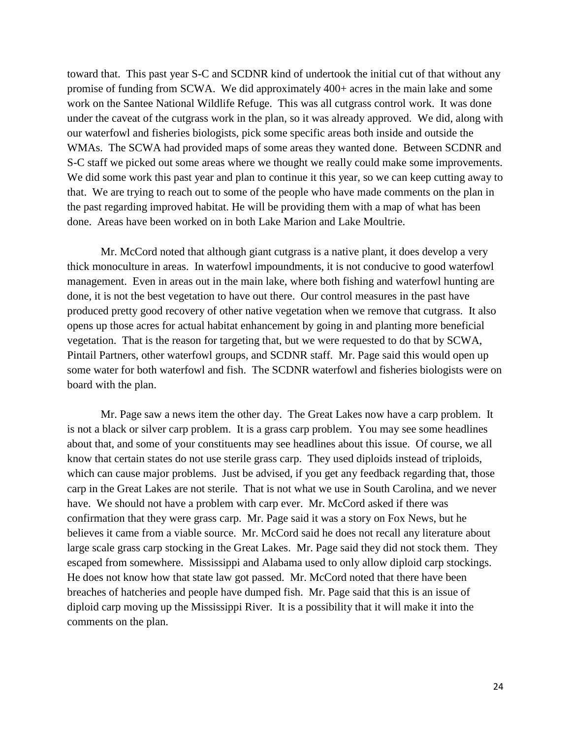toward that. This past year S-C and SCDNR kind of undertook the initial cut of that without any promise of funding from SCWA. We did approximately 400+ acres in the main lake and some work on the Santee National Wildlife Refuge. This was all cutgrass control work. It was done under the caveat of the cutgrass work in the plan, so it was already approved. We did, along with our waterfowl and fisheries biologists, pick some specific areas both inside and outside the WMAs. The SCWA had provided maps of some areas they wanted done. Between SCDNR and S-C staff we picked out some areas where we thought we really could make some improvements. We did some work this past year and plan to continue it this year, so we can keep cutting away to that. We are trying to reach out to some of the people who have made comments on the plan in the past regarding improved habitat. He will be providing them with a map of what has been done. Areas have been worked on in both Lake Marion and Lake Moultrie.

Mr. McCord noted that although giant cutgrass is a native plant, it does develop a very thick monoculture in areas. In waterfowl impoundments, it is not conducive to good waterfowl management. Even in areas out in the main lake, where both fishing and waterfowl hunting are done, it is not the best vegetation to have out there. Our control measures in the past have produced pretty good recovery of other native vegetation when we remove that cutgrass. It also opens up those acres for actual habitat enhancement by going in and planting more beneficial vegetation. That is the reason for targeting that, but we were requested to do that by SCWA, Pintail Partners, other waterfowl groups, and SCDNR staff. Mr. Page said this would open up some water for both waterfowl and fish. The SCDNR waterfowl and fisheries biologists were on board with the plan.

Mr. Page saw a news item the other day. The Great Lakes now have a carp problem. It is not a black or silver carp problem. It is a grass carp problem. You may see some headlines about that, and some of your constituents may see headlines about this issue. Of course, we all know that certain states do not use sterile grass carp. They used diploids instead of triploids, which can cause major problems. Just be advised, if you get any feedback regarding that, those carp in the Great Lakes are not sterile. That is not what we use in South Carolina, and we never have. We should not have a problem with carp ever. Mr. McCord asked if there was confirmation that they were grass carp. Mr. Page said it was a story on Fox News, but he believes it came from a viable source. Mr. McCord said he does not recall any literature about large scale grass carp stocking in the Great Lakes. Mr. Page said they did not stock them. They escaped from somewhere. Mississippi and Alabama used to only allow diploid carp stockings. He does not know how that state law got passed. Mr. McCord noted that there have been breaches of hatcheries and people have dumped fish. Mr. Page said that this is an issue of diploid carp moving up the Mississippi River. It is a possibility that it will make it into the comments on the plan.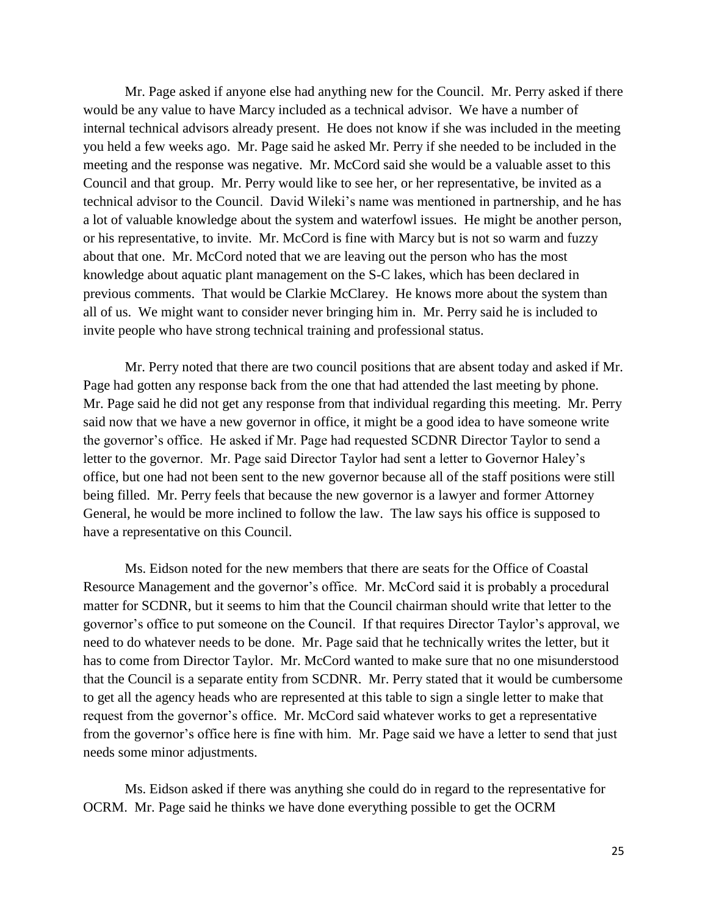Mr. Page asked if anyone else had anything new for the Council. Mr. Perry asked if there would be any value to have Marcy included as a technical advisor. We have a number of internal technical advisors already present. He does not know if she was included in the meeting you held a few weeks ago. Mr. Page said he asked Mr. Perry if she needed to be included in the meeting and the response was negative. Mr. McCord said she would be a valuable asset to this Council and that group. Mr. Perry would like to see her, or her representative, be invited as a technical advisor to the Council. David Wileki's name was mentioned in partnership, and he has a lot of valuable knowledge about the system and waterfowl issues. He might be another person, or his representative, to invite. Mr. McCord is fine with Marcy but is not so warm and fuzzy about that one. Mr. McCord noted that we are leaving out the person who has the most knowledge about aquatic plant management on the S-C lakes, which has been declared in previous comments. That would be Clarkie McClarey. He knows more about the system than all of us. We might want to consider never bringing him in. Mr. Perry said he is included to invite people who have strong technical training and professional status.

Mr. Perry noted that there are two council positions that are absent today and asked if Mr. Page had gotten any response back from the one that had attended the last meeting by phone. Mr. Page said he did not get any response from that individual regarding this meeting. Mr. Perry said now that we have a new governor in office, it might be a good idea to have someone write the governor's office. He asked if Mr. Page had requested SCDNR Director Taylor to send a letter to the governor. Mr. Page said Director Taylor had sent a letter to Governor Haley's office, but one had not been sent to the new governor because all of the staff positions were still being filled. Mr. Perry feels that because the new governor is a lawyer and former Attorney General, he would be more inclined to follow the law. The law says his office is supposed to have a representative on this Council.

Ms. Eidson noted for the new members that there are seats for the Office of Coastal Resource Management and the governor's office. Mr. McCord said it is probably a procedural matter for SCDNR, but it seems to him that the Council chairman should write that letter to the governor's office to put someone on the Council. If that requires Director Taylor's approval, we need to do whatever needs to be done. Mr. Page said that he technically writes the letter, but it has to come from Director Taylor. Mr. McCord wanted to make sure that no one misunderstood that the Council is a separate entity from SCDNR. Mr. Perry stated that it would be cumbersome to get all the agency heads who are represented at this table to sign a single letter to make that request from the governor's office. Mr. McCord said whatever works to get a representative from the governor's office here is fine with him. Mr. Page said we have a letter to send that just needs some minor adjustments.

Ms. Eidson asked if there was anything she could do in regard to the representative for OCRM. Mr. Page said he thinks we have done everything possible to get the OCRM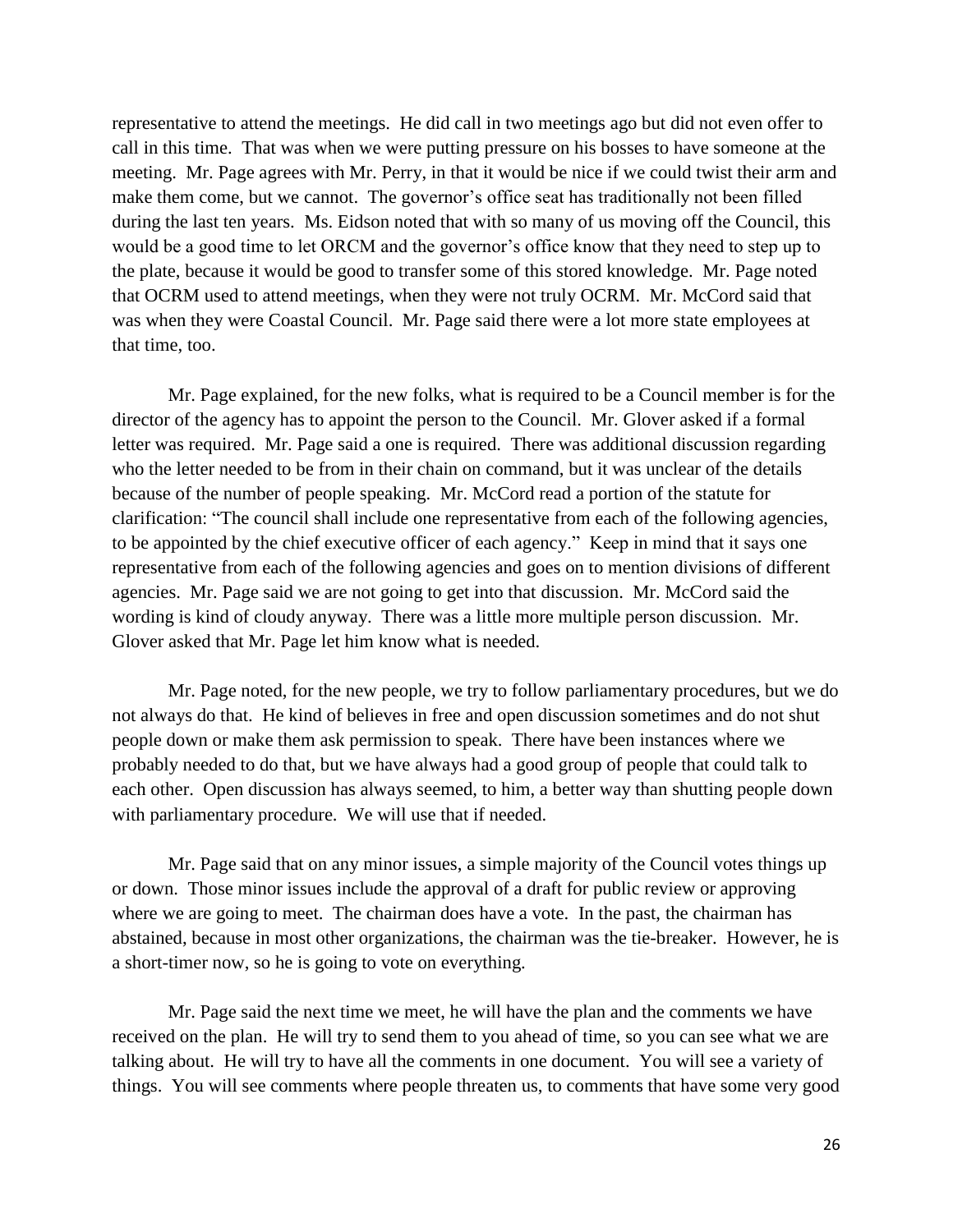representative to attend the meetings. He did call in two meetings ago but did not even offer to call in this time. That was when we were putting pressure on his bosses to have someone at the meeting. Mr. Page agrees with Mr. Perry, in that it would be nice if we could twist their arm and make them come, but we cannot. The governor's office seat has traditionally not been filled during the last ten years. Ms. Eidson noted that with so many of us moving off the Council, this would be a good time to let ORCM and the governor's office know that they need to step up to the plate, because it would be good to transfer some of this stored knowledge. Mr. Page noted that OCRM used to attend meetings, when they were not truly OCRM. Mr. McCord said that was when they were Coastal Council. Mr. Page said there were a lot more state employees at that time, too.

Mr. Page explained, for the new folks, what is required to be a Council member is for the director of the agency has to appoint the person to the Council. Mr. Glover asked if a formal letter was required. Mr. Page said a one is required. There was additional discussion regarding who the letter needed to be from in their chain on command, but it was unclear of the details because of the number of people speaking. Mr. McCord read a portion of the statute for clarification: "The council shall include one representative from each of the following agencies, to be appointed by the chief executive officer of each agency." Keep in mind that it says one representative from each of the following agencies and goes on to mention divisions of different agencies. Mr. Page said we are not going to get into that discussion. Mr. McCord said the wording is kind of cloudy anyway. There was a little more multiple person discussion. Mr. Glover asked that Mr. Page let him know what is needed.

Mr. Page noted, for the new people, we try to follow parliamentary procedures, but we do not always do that. He kind of believes in free and open discussion sometimes and do not shut people down or make them ask permission to speak. There have been instances where we probably needed to do that, but we have always had a good group of people that could talk to each other. Open discussion has always seemed, to him, a better way than shutting people down with parliamentary procedure. We will use that if needed.

Mr. Page said that on any minor issues, a simple majority of the Council votes things up or down. Those minor issues include the approval of a draft for public review or approving where we are going to meet. The chairman does have a vote. In the past, the chairman has abstained, because in most other organizations, the chairman was the tie-breaker. However, he is a short-timer now, so he is going to vote on everything.

Mr. Page said the next time we meet, he will have the plan and the comments we have received on the plan. He will try to send them to you ahead of time, so you can see what we are talking about. He will try to have all the comments in one document. You will see a variety of things. You will see comments where people threaten us, to comments that have some very good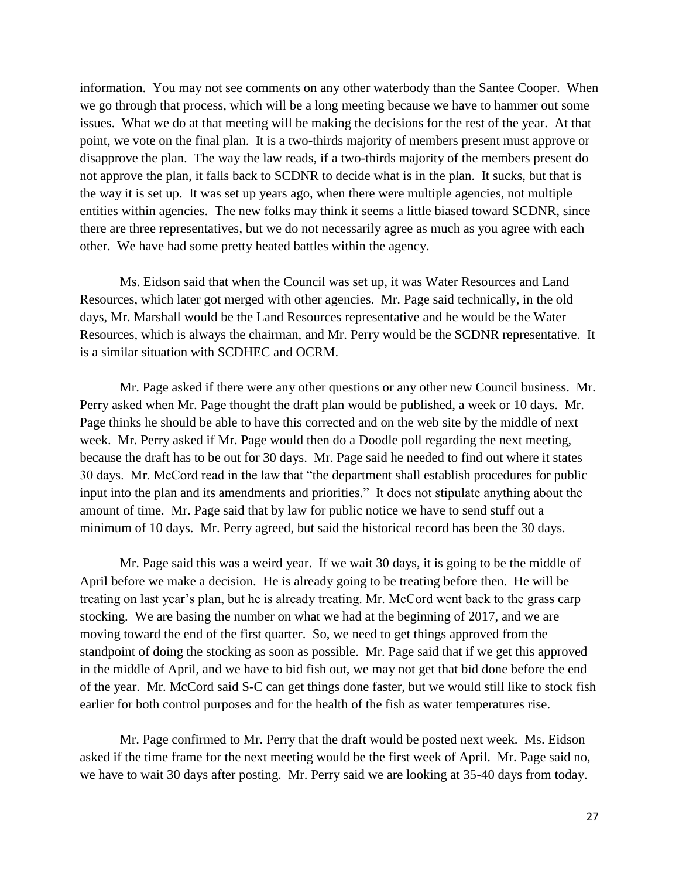information. You may not see comments on any other waterbody than the Santee Cooper. When we go through that process, which will be a long meeting because we have to hammer out some issues. What we do at that meeting will be making the decisions for the rest of the year. At that point, we vote on the final plan. It is a two-thirds majority of members present must approve or disapprove the plan. The way the law reads, if a two-thirds majority of the members present do not approve the plan, it falls back to SCDNR to decide what is in the plan. It sucks, but that is the way it is set up. It was set up years ago, when there were multiple agencies, not multiple entities within agencies. The new folks may think it seems a little biased toward SCDNR, since there are three representatives, but we do not necessarily agree as much as you agree with each other. We have had some pretty heated battles within the agency.

Ms. Eidson said that when the Council was set up, it was Water Resources and Land Resources, which later got merged with other agencies. Mr. Page said technically, in the old days, Mr. Marshall would be the Land Resources representative and he would be the Water Resources, which is always the chairman, and Mr. Perry would be the SCDNR representative. It is a similar situation with SCDHEC and OCRM.

Mr. Page asked if there were any other questions or any other new Council business. Mr. Perry asked when Mr. Page thought the draft plan would be published, a week or 10 days. Mr. Page thinks he should be able to have this corrected and on the web site by the middle of next week. Mr. Perry asked if Mr. Page would then do a Doodle poll regarding the next meeting, because the draft has to be out for 30 days. Mr. Page said he needed to find out where it states 30 days. Mr. McCord read in the law that "the department shall establish procedures for public input into the plan and its amendments and priorities." It does not stipulate anything about the amount of time. Mr. Page said that by law for public notice we have to send stuff out a minimum of 10 days. Mr. Perry agreed, but said the historical record has been the 30 days.

Mr. Page said this was a weird year. If we wait 30 days, it is going to be the middle of April before we make a decision. He is already going to be treating before then. He will be treating on last year's plan, but he is already treating. Mr. McCord went back to the grass carp stocking. We are basing the number on what we had at the beginning of 2017, and we are moving toward the end of the first quarter. So, we need to get things approved from the standpoint of doing the stocking as soon as possible. Mr. Page said that if we get this approved in the middle of April, and we have to bid fish out, we may not get that bid done before the end of the year. Mr. McCord said S-C can get things done faster, but we would still like to stock fish earlier for both control purposes and for the health of the fish as water temperatures rise.

Mr. Page confirmed to Mr. Perry that the draft would be posted next week. Ms. Eidson asked if the time frame for the next meeting would be the first week of April. Mr. Page said no, we have to wait 30 days after posting. Mr. Perry said we are looking at 35-40 days from today.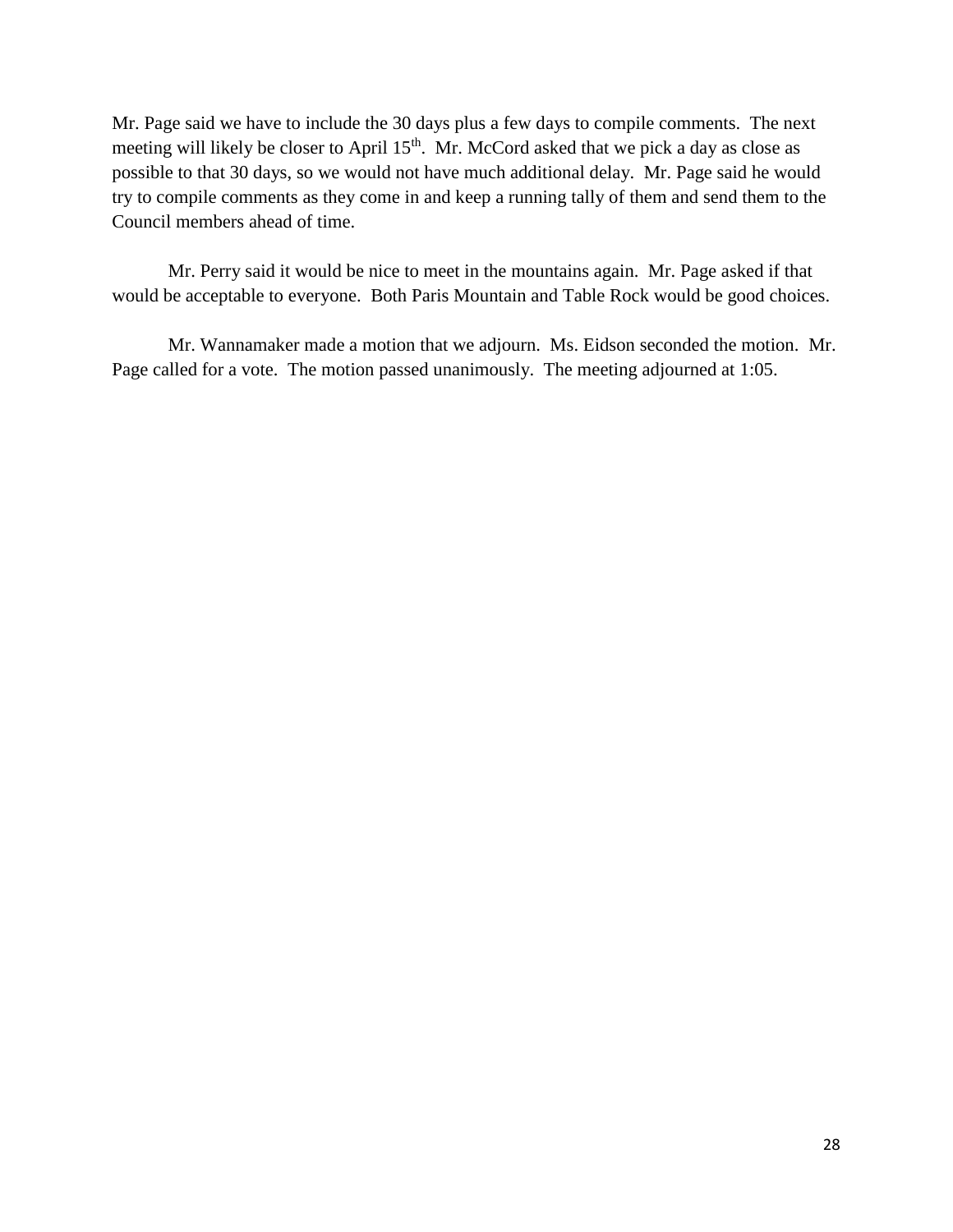Mr. Page said we have to include the 30 days plus a few days to compile comments. The next meeting will likely be closer to April 15th. Mr. McCord asked that we pick a day as close as possible to that 30 days, so we would not have much additional delay. Mr. Page said he would try to compile comments as they come in and keep a running tally of them and send them to the Council members ahead of time.

Mr. Perry said it would be nice to meet in the mountains again. Mr. Page asked if that would be acceptable to everyone. Both Paris Mountain and Table Rock would be good choices.

Mr. Wannamaker made a motion that we adjourn. Ms. Eidson seconded the motion. Mr. Page called for a vote. The motion passed unanimously. The meeting adjourned at 1:05.